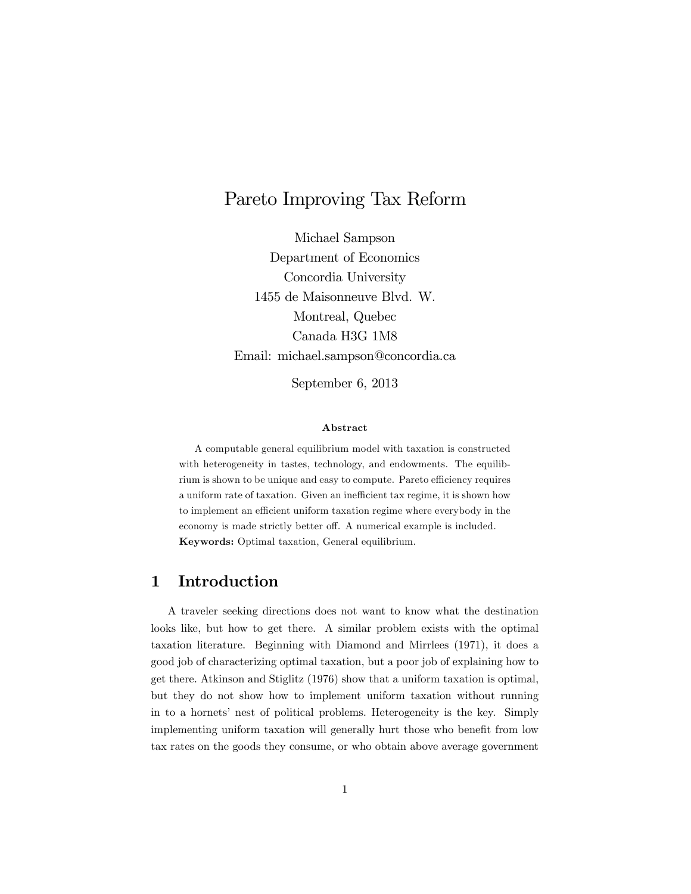# Pareto Improving Tax Reform

Michael Sampson
Department of Economics
Concordia University
1455 de Maisonneuve Blvd. W.
Montreal, Quebec
Canada H3G 1M8
Email: michael.sampson@concordia.ca

September 6, 2013

### Abstract

A computable general equilibrium model with taxation is constructed with heterogeneity in tastes, technology, and endowments. The equilibrium is shown to be unique and easy to compute. Pareto efficiency requires a uniform rate of taxation. Given an inefficient tax regime, it is shown how to implement an efficient uniform taxation regime where everybody in the economy is made strictly better off. A numerical example is included.

**Keywords:** Optimal taxation, General equilibrium.

## 1 Introduction

A traveler seeking directions does not want to know what the destination looks like, but how to get there. A similar problem exists with the optimal taxation literature. Beginning with Diamond and Mirrlees (1971), it does a good job of characterizing optimal taxation, but a poor job of explaining how to get there. Atkinson and Stiglitz (1976) show that a uniform taxation is optimal, but they do not show how to implement uniform taxation without running in to a hornets' nest of political problems. Heterogeneity is the key. Simply implementing uniform taxation will generally hurt those who benefit from low tax rates on the goods they consume, or who obtain above average government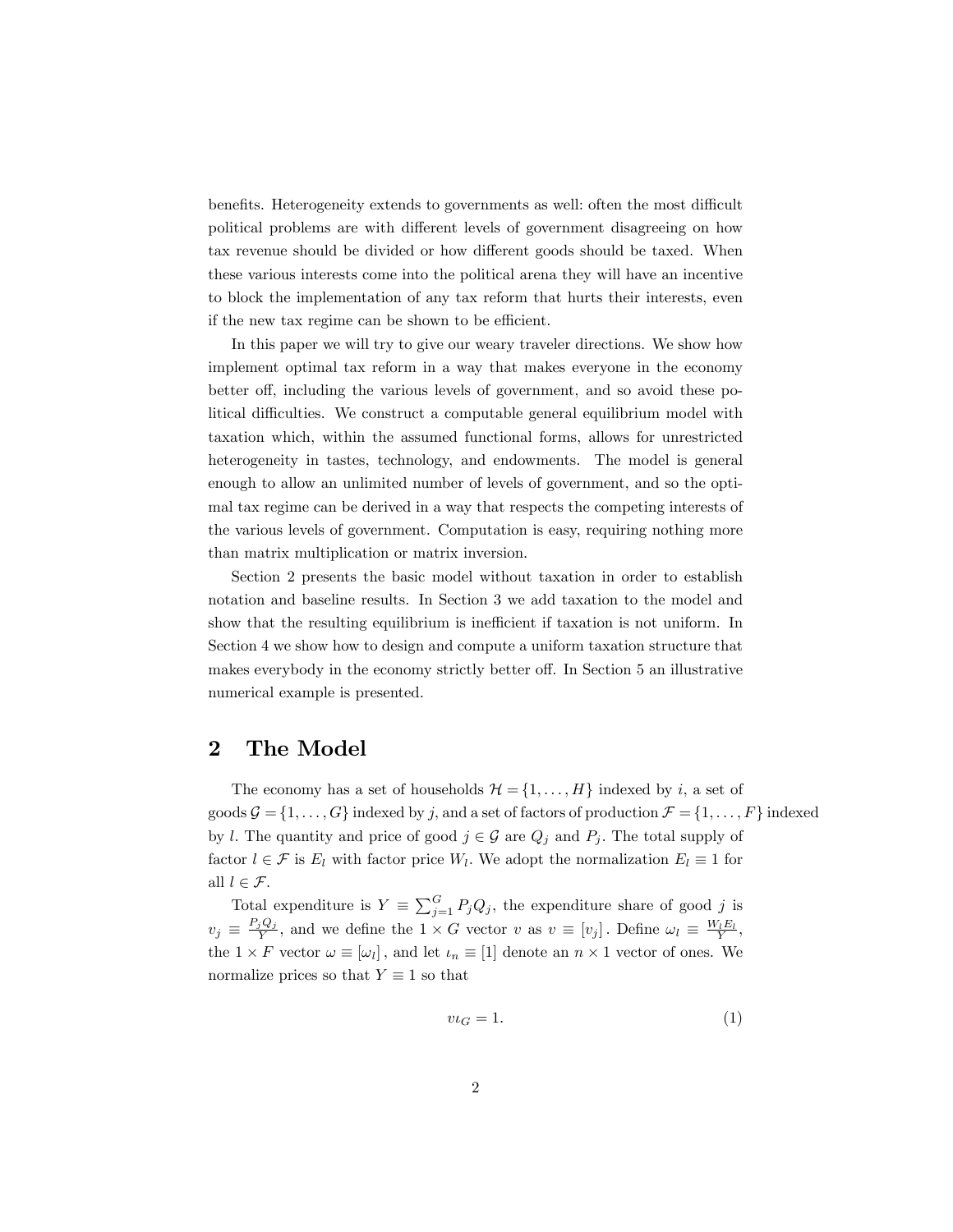benefits. Heterogeneity extends to governments as well: often the most difficult political problems are with different levels of government disagreeing on how tax revenue should be divided or how different goods should be taxed. When these various interests come into the political arena they will have an incentive to block the implementation of any tax reform that hurts their interests, even if the new tax regime can be shown to be efficient.

In this paper we will try to give our weary traveler directions. We show how implement optimal tax reform in a way that makes everyone in the economy better off, including the various levels of government, and so avoid these political difficulties. We construct a computable general equilibrium model with taxation which, within the assumed functional forms, allows for unrestricted heterogeneity in tastes, technology, and endowments. The model is general enough to allow an unlimited number of levels of government, and so the optimal tax regime can be derived in a way that respects the competing interests of the various levels of government. Computation is easy, requiring nothing more than matrix multiplication or matrix inversion.

Section 2 presents the basic model without taxation in order to establish notation and baseline results. In Section 3 we add taxation to the model and show that the resulting equilibrium is inefficient if taxation is not uniform. In Section 4 we show how to design and compute a uniform taxation structure that makes everybody in the economy strictly better off. In Section 5 an illustrative numerical example is presented.

## 2 The Model

The economy has a set of households $\mathcal{H} = \{1, \ldots, H\}$ indexed by $i$, a set of goods $\mathcal{G} = \{1, \ldots, G\}$ indexed by $j$, and a set of factors of production $\mathcal{F} = \{1, \ldots, F\}$ indexed by $l$. The quantity and price of good $j \in \mathcal{G}$ are $Q_j$ and $P_j$. The total supply of factor $l \in \mathcal{F}$ is $E_l$ with factor price $W_l$. We adopt the normalization $E_l \equiv 1$ for all $l \in \mathcal{F}$.

Total expenditure is $Y \equiv \sum_{j=1}^{G} P_j Q_j$, the expenditure share of good $j$ is $v_j \equiv \frac{P_j Q_j}{Y}$, and we define the $1 \times G$ vector $v$ as $v \equiv [v_j]$. Define $\omega_l \equiv \frac{W_l E_l}{Y}$, the $1 \times F$ vector $\omega \equiv [\omega_l]$, and let $\iota_n \equiv [1]$ denote an $n \times 1$ vector of ones. We normalize prices so that $Y \equiv 1$ so that

$$v \iota_G = 1. \tag{1}$$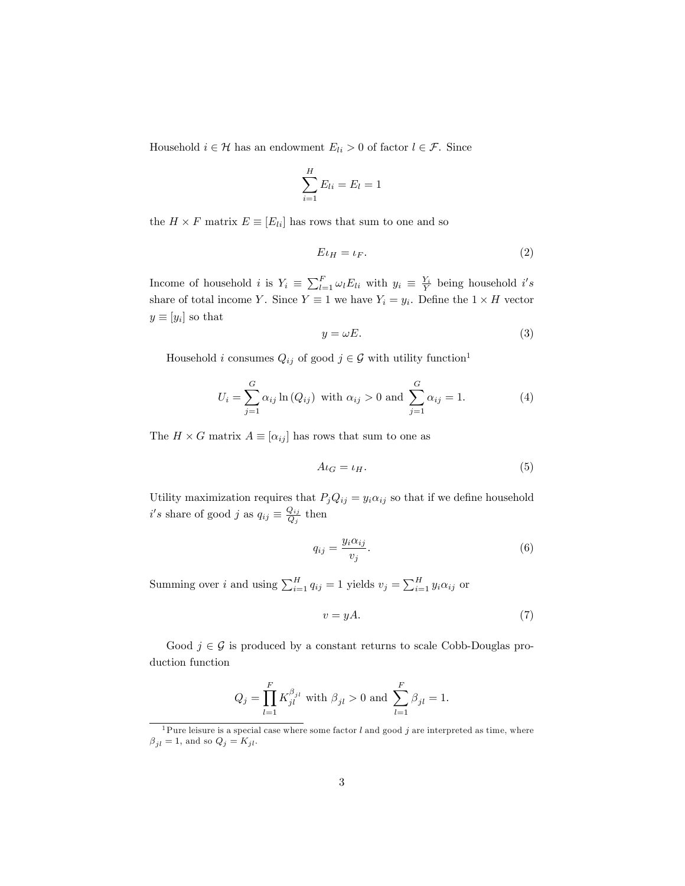Household $i \in \mathcal{H}$ has an endowment $E_{li} > 0$ of factor $l \in \mathcal{F}$. Since

$$\sum_{i=1}^{H} E_{li} = E_l = 1$$

the $H \times F$ matrix $E \equiv [E_{li}]$ has rows that sum to one and so

$$E\iota_H = \iota_F. \tag{2}$$

Income of household $i$ is $Y_i \equiv \sum_{l=1}^{F} \omega_l E_{li}$ with $y_i \equiv \frac{Y_i}{Y}$ being household $i's$ share of total income $Y$. Since $Y \equiv 1$ we have $Y_i = y_i$. Define the $1 \times H$ vector $y \equiv [y_i]$ so that

$$y = \omega E. \tag{3}$$

Household $i$ consumes $Q_{ij}$ of good $j \in \mathcal{G}$ with utility function[1]

$$U_i = \sum_{j=1}^{G} \alpha_{ij} \ln(Q_{ij}) \text{ with } \alpha_{ij} > 0 \text{ and } \sum_{j=1}^{G} \alpha_{ij} = 1. \tag{4}$$

The $H \times G$ matrix $A \equiv [\alpha_{ij}]$ has rows that sum to one as

$$A\iota_G = \iota_H. \tag{5}$$

Utility maximization requires that $P_j Q_{ij} = y_i \alpha_{ij}$ so that if we define household $i's$ share of good $j$ as $q_{ij} \equiv \frac{Q_{ij}}{Q_j}$ then

$$q_{ij} = \frac{y_i \alpha_{ij}}{v_j}. \tag{6}$$

Summing over $i$ and using $\sum_{i=1}^{H} q_{ij} = 1$ yields $v_j = \sum_{i=1}^{H} y_i \alpha_{ij}$ or

$$v = yA. \tag{7}$$

Good $j \in \mathcal{G}$ is produced by a constant returns to scale Cobb-Douglas production function

$$Q_j = \prod_{l=1}^{F} K_{jl}^{\beta_{jl}} \text{ with } \beta_{jl} > 0 \text{ and } \sum_{l=1}^{F} \beta_{jl} = 1.$$

[1] Pure leisure is a special case where some factor $l$ and good $j$ are interpreted as time, where $\beta_{jl} = 1$, and so $Q_j = K_{jl}$.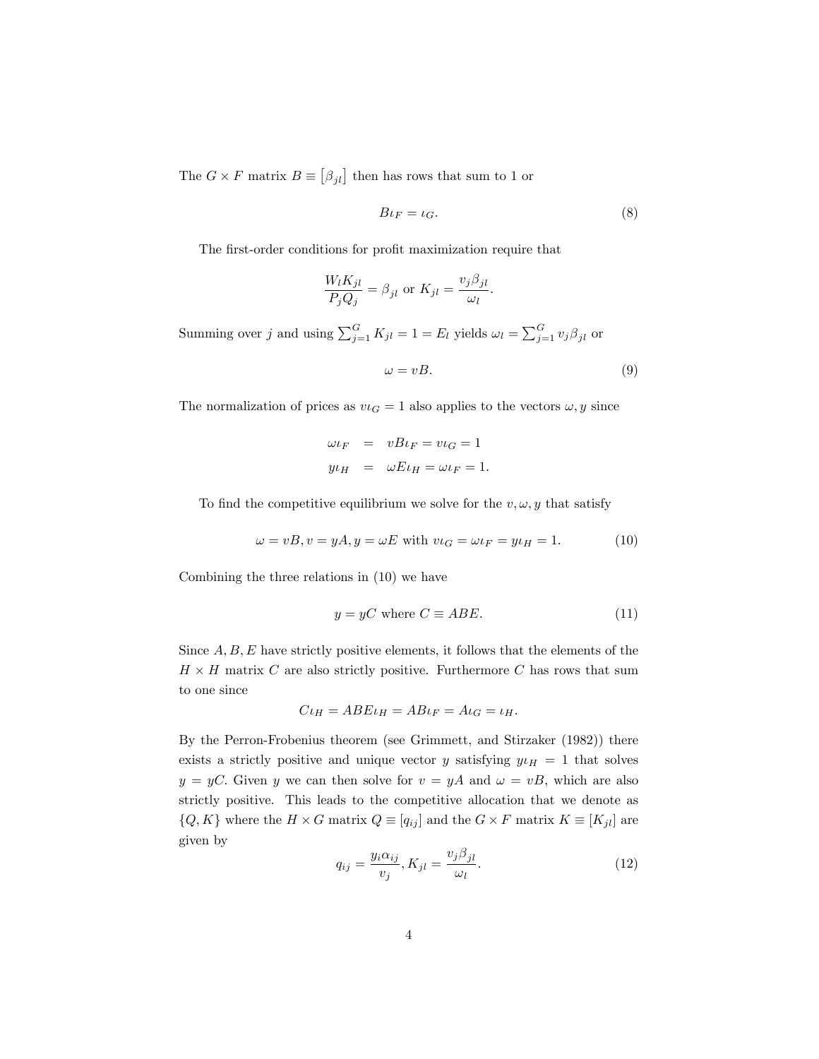The $G \times F$ matrix $B \equiv [\beta_{jl}]$ then has rows that sum to 1 or

$$B\iota_F = \iota_G. \tag{8}$$

The first-order conditions for profit maximization require that

$$\frac{W_l K_{jl}}{P_j Q_j} = \beta_{jl} \text{ or } K_{jl} = \frac{v_j \beta_{jl}}{\omega_l}.$$

Summing over $j$ and using $\sum_{j=1}^{G} K_{jl} = 1 = E_l$ yields $\omega_l = \sum_{j=1}^{G} v_j \beta_{jl}$ or

$$\omega = vB. \tag{9}$$

The normalization of prices as $v\iota_G = 1$ also applies to the vectors $\omega, y$ since

$$\begin{aligned} \omega\iota_F &= vB\iota_F = v\iota_G = 1 \\ y\iota_H &= \omega E\iota_H = \omega\iota_F = 1. \end{aligned}$$

To find the competitive equilibrium we solve for the $v, \omega, y$ that satisfy

$$\omega = vB, v = yA, y = \omega E \text{ with } v\iota_G = \omega\iota_F = y\iota_H = 1. \tag{10}$$

Combining the three relations in (10) we have

$$y = yC \text{ where } C \equiv ABE. \tag{11}$$

Since $A, B, E$ have strictly positive elements, it follows that the elements of the $H \times H$ matrix $C$ are also strictly positive. Furthermore $C$ has rows that sum to one since

$$C\iota_H = ABE\iota_H = AB\iota_F = A\iota_G = \iota_H.$$

By the Perron-Frobenius theorem (see Grimmett, and Stirzaker (1982)) there exists a strictly positive and unique vector $y$ satisfying $y\iota_H = 1$ that solves $y = yC$. Given $y$ we can then solve for $v = yA$ and $\omega = vB$, which are also strictly positive. This leads to the competitive allocation that we denote as $\{Q, K\}$ where the $H \times G$ matrix $Q \equiv [q_{ij}]$ and the $G \times F$ matrix $K \equiv [K_{jl}]$ are given by

$$q_{ij} = \frac{y_i \alpha_{ij}}{v_j}, K_{jl} = \frac{v_j \beta_{jl}}{\omega_l}. \tag{12}$$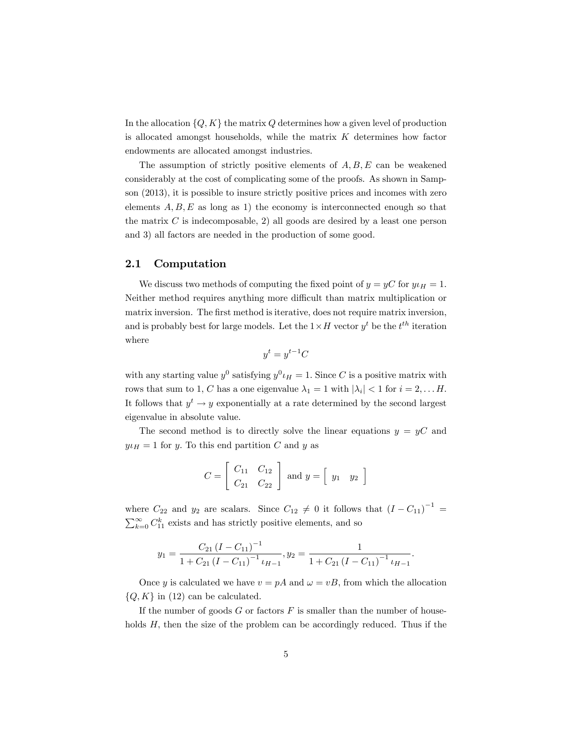In the allocation $\{Q, K\}$ the matrix $Q$ determines how a given level of production is allocated amongst households, while the matrix $K$ determines how factor endowments are allocated amongst industries.

The assumption of strictly positive elements of $A, B, E$ can be weakened considerably at the cost of complicating some of the proofs. As shown in Sampson (2013), it is possible to insure strictly positive prices and incomes with zero elements $A, B, E$ as long as 1) the economy is interconnected enough so that the matrix $C$ is indecomposable, 2) all goods are desired by a least one person and 3) all factors are needed in the production of some good.

## 2.1 Computation

We discuss two methods of computing the fixed point of $y = yC$ for $y\iota_H = 1$. Neither method requires anything more difficult than matrix multiplication or matrix inversion. The first method is iterative, does not require matrix inversion, and is probably best for large models. Let the $1 \times H$ vector $y^t$ be the $t^{th}$ iteration where

$$y^t = y^{t-1}C$$

with any starting value $y^0$ satisfying $y^0\iota_H = 1$. Since $C$ is a positive matrix with rows that sum to 1, $C$ has a one eigenvalue $\lambda_1 = 1$ with $|\lambda_i| < 1$ for $i = 2, \ldots H$. It follows that $y^t \to y$ exponentially at a rate determined by the second largest eigenvalue in absolute value.

The second method is to directly solve the linear equations $y = yC$ and $y\iota_H = 1$ for $y$. To this end partition $C$ and $y$ as

$$C = \begin{bmatrix} C_{11} & C_{12} \\ C_{21} & C_{22} \end{bmatrix} \text{ and } y = \begin{bmatrix} y_1 & y_2 \end{bmatrix}$$

where $C_{22}$ and $y_2$ are scalars. Since $C_{12} \neq 0$ it follows that $(I - C_{11})^{-1} = \sum_{k=0}^{\infty} C_{11}^k$ exists and has strictly positive elements, and so

$$y_1 = \frac{C_{21}(I - C_{11})^{-1}}{1 + C_{21}(I - C_{11})^{-1}\iota_{H-1}}, y_2 = \frac{1}{1 + C_{21}(I - C_{11})^{-1}\iota_{H-1}}.$$

Once $y$ is calculated we have $v = pA$ and $\omega = vB$, from which the allocation $\{Q, K\}$ in (12) can be calculated.

If the number of goods $G$ or factors $F$ is smaller than the number of households $H$, then the size of the problem can be accordingly reduced. Thus if the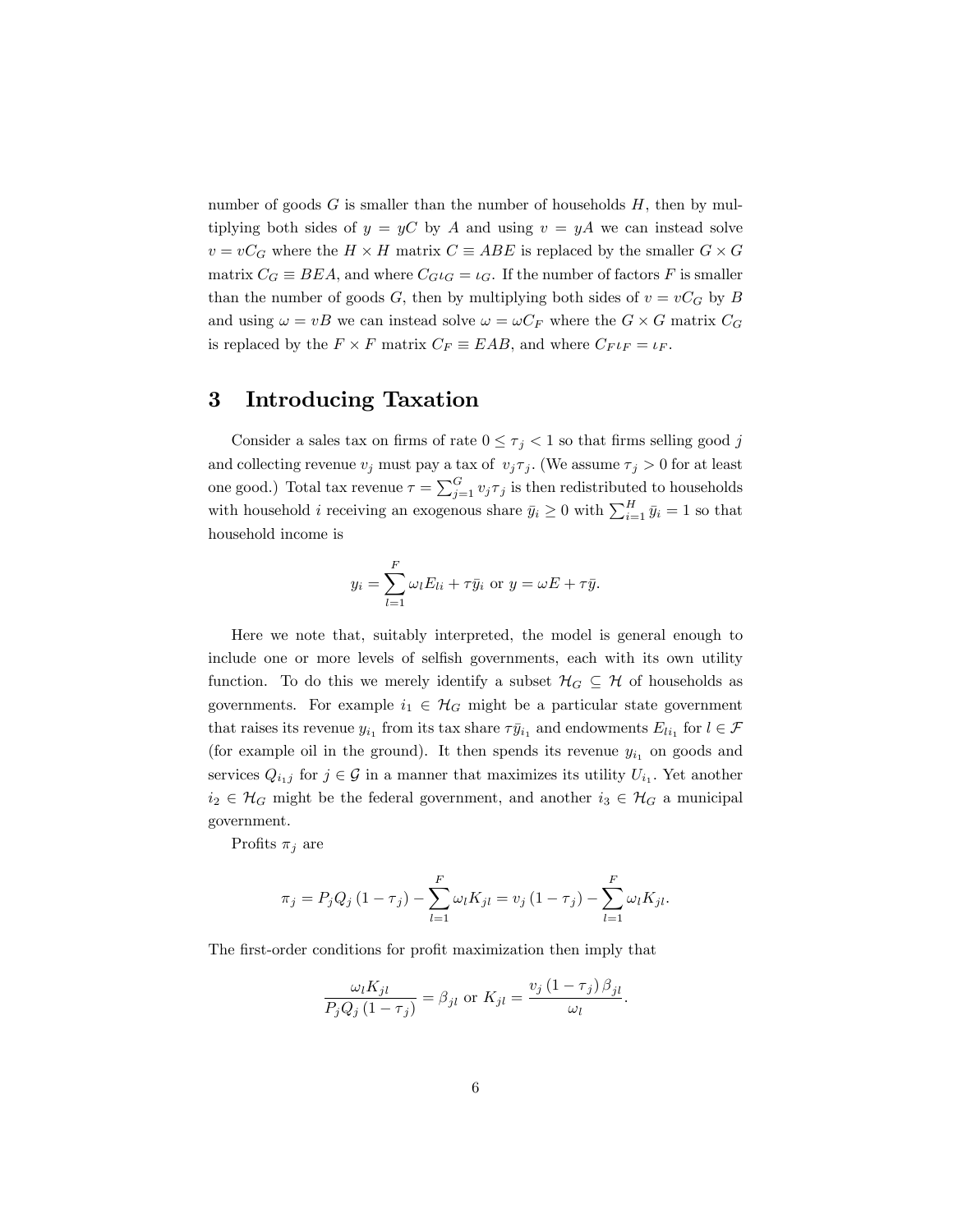number of goods $G$ is smaller than the number of households $H$, then by multiplying both sides of $y = yC$ by $A$ and using $v = yA$ we can instead solve $v = vC_G$ where the $H \times H$ matrix $C \equiv ABE$ is replaced by the smaller $G \times G$ matrix $C_G \equiv BEA$, and where $C_G \iota_G = \iota_G$. If the number of factors $F$ is smaller than the number of goods $G$, then by multiplying both sides of $v = vC_G$ by $B$ and using $\omega = vB$ we can instead solve $\omega = \omega C_F$ where the $G \times G$ matrix $C_G$ is replaced by the $F \times F$ matrix $C_F \equiv EAB$, and where $C_F \iota_F = \iota_F$.

# 3 Introducing Taxation

Consider a sales tax on firms of rate $0 \leq \tau_j < 1$ so that firms selling good $j$ and collecting revenue $v_j$ must pay a tax of $v_j \tau_j$. (We assume $\tau_j > 0$ for at least one good.) Total tax revenue $\tau = \sum_{j=1}^{G} v_j \tau_j$ is then redistributed to households with household $i$ receiving an exogenous share $\bar{y}_i \geq 0$ with $\sum_{i=1}^{H} \bar{y}_i = 1$ so that household income is

$$y_i = \sum_{l=1}^{F} \omega_l E_{li} + \tau \bar{y}_i \text{ or } y = \omega E + \tau \bar{y}.$$

Here we note that, suitably interpreted, the model is general enough to include one or more levels of selfish governments, each with its own utility function. To do this we merely identify a subset $\mathcal{H}_G \subseteq \mathcal{H}$ of households as governments. For example $i_1 \in \mathcal{H}_G$ might be a particular state government that raises its revenue $y_{i_1}$ from its tax share $\tau \bar{y}_{i_1}$ and endowments $E_{li_1}$ for $l \in \mathcal{F}$ (for example oil in the ground). It then spends its revenue $y_{i_1}$ on goods and services $Q_{i_1 j}$ for $j \in \mathcal{G}$ in a manner that maximizes its utility $U_{i_1}$. Yet another $i_2 \in \mathcal{H}_G$ might be the federal government, and another $i_3 \in \mathcal{H}_G$ a municipal government.

Profits $\pi_j$ are

$$\pi_j = P_j Q_j (1 - \tau_j) - \sum_{l=1}^{F} \omega_l K_{jl} = v_j (1 - \tau_j) - \sum_{l=1}^{F} \omega_l K_{jl}.$$

The first-order conditions for profit maximization then imply that

$$\frac{\omega_l K_{jl}}{P_j Q_j (1 - \tau_j)} = \beta_{jl} \text{ or } K_{jl} = \frac{v_j (1 - \tau_j) \beta_{jl}}{\omega_l}.$$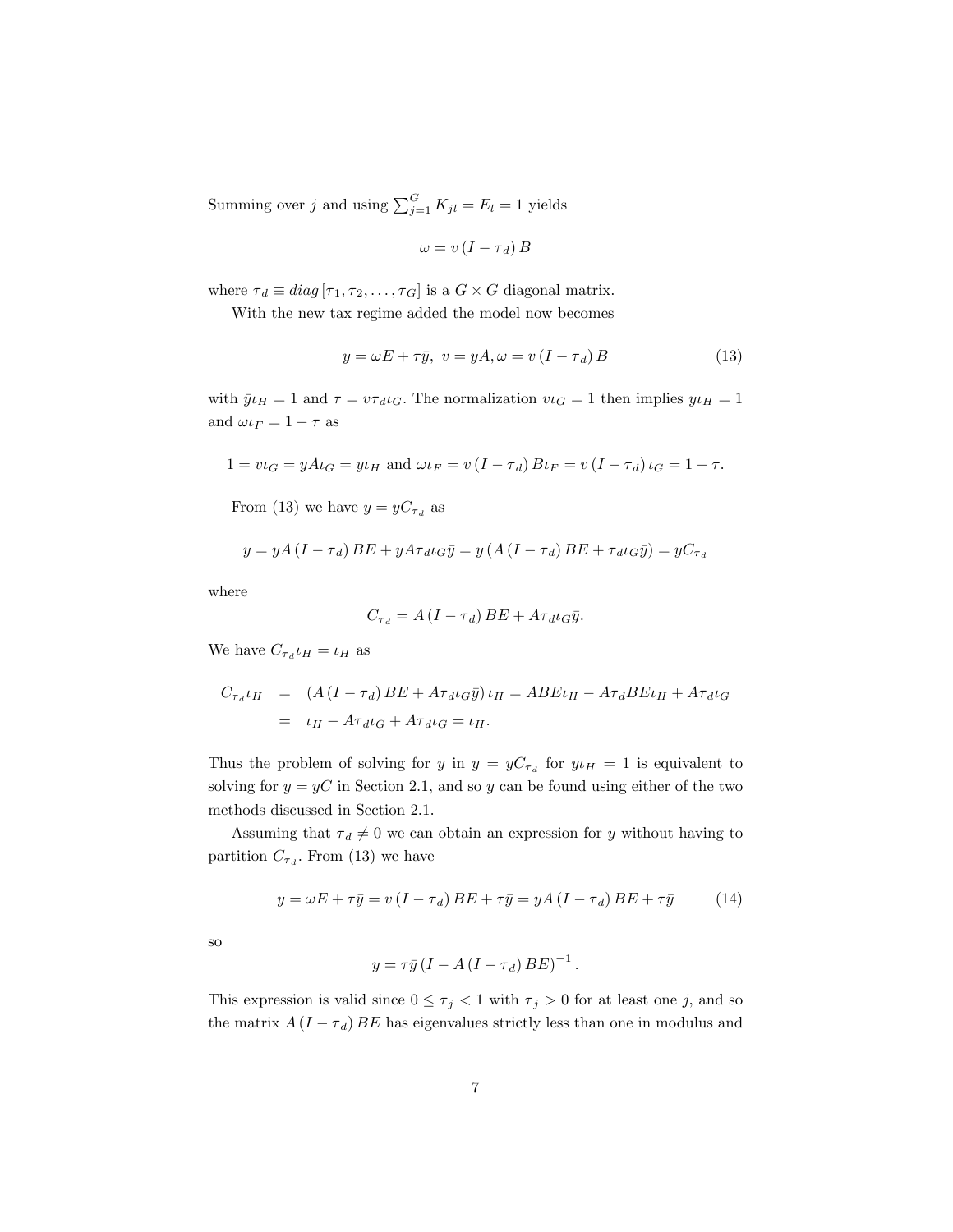Summing over $j$ and using $\sum_{j=1}^{G} K_{jl} = E_l = 1$ yields

$$\omega = v\,(I - \tau_d)\,B$$

where $\tau_d \equiv diag\,[\tau_1, \tau_2, \ldots, \tau_G]$ is a $G \times G$ diagonal matrix.

With the new tax regime added the model now becomes

$$y = \omega E + \tau \bar{y},\ \ v = yA, \omega = v\,(I - \tau_d)\,B \tag{13}$$

with $\bar{y}\iota_H = 1$ and $\tau = v\tau_d\iota_G$. The normalization $v\iota_G = 1$ then implies $y\iota_H = 1$ and $\omega\iota_F = 1 - \tau$ as

$$1 = v\iota_G = yA\iota_G = y\iota_H \text{ and } \omega\iota_F = v\,(I - \tau_d)\,B\iota_F = v\,(I - \tau_d)\,\iota_G = 1 - \tau.$$

From (13) we have $y = yC_{\tau_d}$ as

$$y = yA\,(I - \tau_d)\,BE + yA\tau_d\iota_G\bar{y} = y\,(A\,(I - \tau_d)\,BE + \tau_d\iota_G\bar{y}) = yC_{\tau_d}$$

where

$$C_{\tau_d} = A\,(I - \tau_d)\,BE + A\tau_d\iota_G\bar{y}.$$

We have $C_{\tau_d}\iota_H = \iota_H$ as

$$\begin{aligned}
C_{\tau_d}\iota_H &= (A\,(I - \tau_d)\,BE + A\tau_d\iota_G\bar{y})\,\iota_H = ABE\iota_H - A\tau_d BE\iota_H + A\tau_d\iota_G \\
&= \iota_H - A\tau_d\iota_G + A\tau_d\iota_G = \iota_H.
\end{aligned}$$

Thus the problem of solving for $y$ in $y = yC_{\tau_d}$ for $y\iota_H = 1$ is equivalent to solving for $y = yC$ in Section 2.1, and so $y$ can be found using either of the two methods discussed in Section 2.1.

Assuming that $\tau_d \neq 0$ we can obtain an expression for $y$ without having to partition $C_{\tau_d}$. From (13) we have

$$y = \omega E + \tau\bar{y} = v\,(I - \tau_d)\,BE + \tau\bar{y} = yA\,(I - \tau_d)\,BE + \tau\bar{y} \tag{14}$$

so

$$y = \tau\bar{y}\,(I - A\,(I - \tau_d)\,BE)^{-1}\,.$$

This expression is valid since $0 \leq \tau_j < 1$ with $\tau_j > 0$ for at least one $j$, and so the matrix $A\,(I - \tau_d)\,BE$ has eigenvalues strictly less than one in modulus and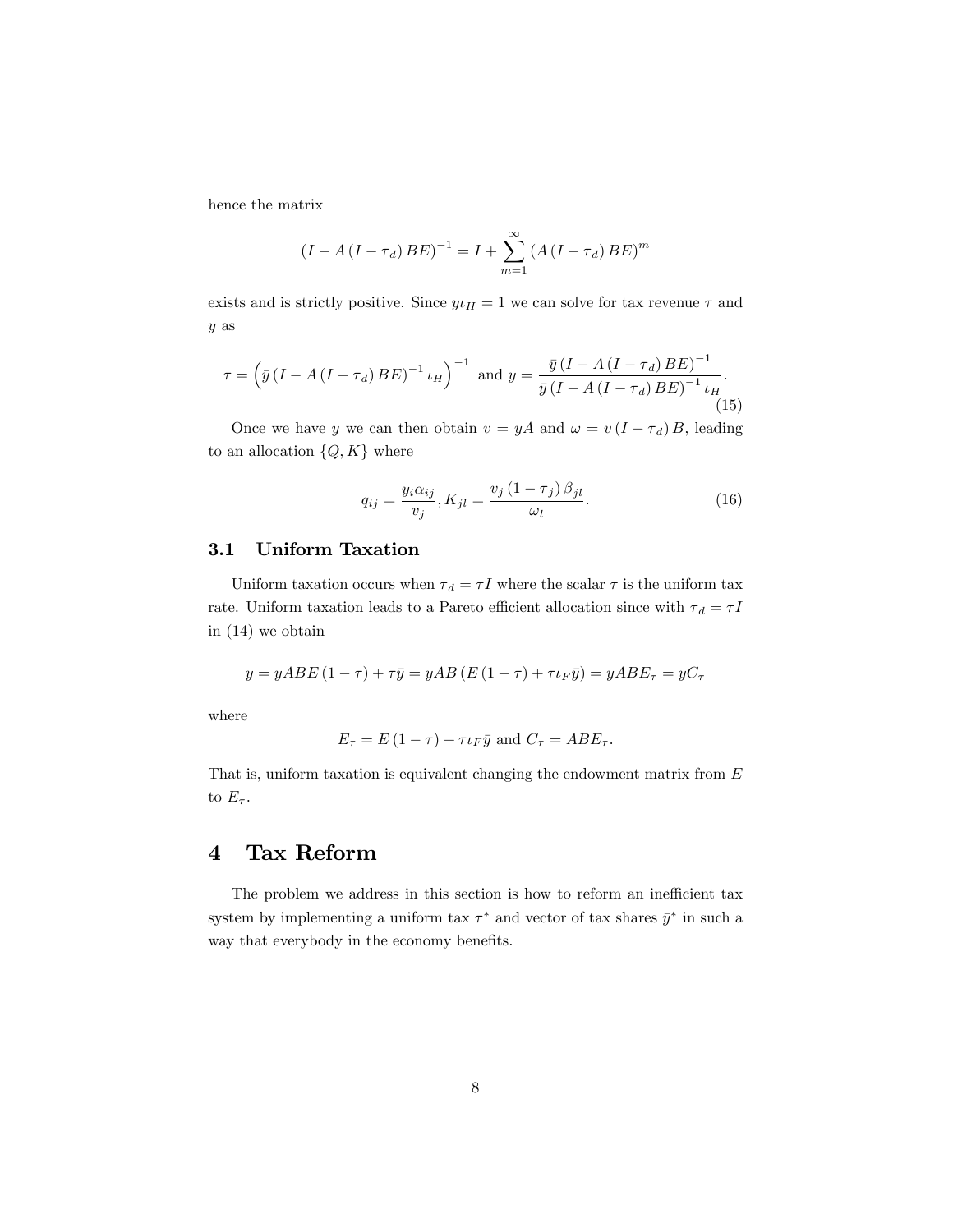hence the matrix

$$\left(I - A\left(I - \tau_d\right) BE\right)^{-1} = I + \sum_{m=1}^{\infty} \left(A\left(I - \tau_d\right) BE\right)^m$$

exists and is strictly positive. Since $y\iota_H = 1$ we can solve for tax revenue $\tau$ and $y$ as

$$\tau = \left(\bar{y}\left(I - A\left(I - \tau_d\right) BE\right)^{-1} \iota_H\right)^{-1} \text{ and } y = \frac{\bar{y}\left(I - A\left(I - \tau_d\right) BE\right)^{-1}}{\bar{y}\left(I - A\left(I - \tau_d\right) BE\right)^{-1} \iota_H}. \tag{15}$$

Once we have $y$ we can then obtain $v = yA$ and $\omega = v\left(I - \tau_d\right) B$, leading to an allocation $\{Q, K\}$ where

$$q_{ij} = \frac{y_i \alpha_{ij}}{v_j}, K_{jl} = \frac{v_j\left(1 - \tau_j\right) \beta_{jl}}{\omega_l}. \tag{16}$$

## 3.1 Uniform Taxation

Uniform taxation occurs when $\tau_d = \tau I$ where the scalar $\tau$ is the uniform tax rate. Uniform taxation leads to a Pareto efficient allocation since with $\tau_d = \tau I$ in (14) we obtain

$$y = yABE\left(1 - \tau\right) + \tau\bar{y} = yAB\left(E\left(1 - \tau\right) + \tau\iota_F\bar{y}\right) = yABE_\tau = yC_\tau$$

where

$$E_\tau = E\left(1 - \tau\right) + \tau\iota_F\bar{y} \text{ and } C_\tau = ABE_\tau.$$

That is, uniform taxation is equivalent changing the endowment matrix from $E$ to $E_\tau$.

# 4 Tax Reform

The problem we address in this section is how to reform an inefficient tax system by implementing a uniform tax $\tau^*$ and vector of tax shares $\bar{y}^*$ in such a way that everybody in the economy benefits.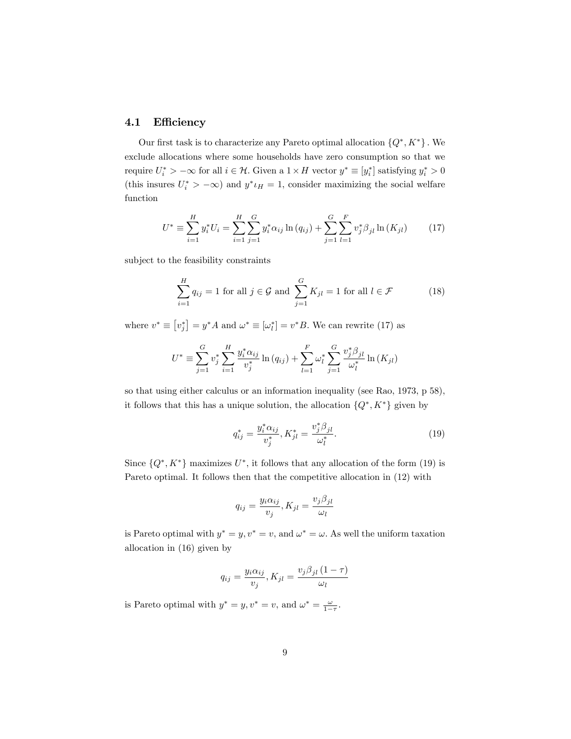### 4.1 Efficiency

Our first task is to characterize any Pareto optimal allocation $\{Q^*, K^*\}$. We exclude allocations where some households have zero consumption so that we require $U_i^* > -\infty$ for all $i \in \mathcal{H}$. Given a $1 \times H$ vector $y^* \equiv [y_i^*]$ satisfying $y_i^* > 0$ (this insures $U_i^* > -\infty$) and $y^* \iota_H = 1$, consider maximizing the social welfare function

$$U^* \equiv \sum_{i=1}^{H} y_i^* U_i = \sum_{i=1}^{H} \sum_{j=1}^{G} y_i^* \alpha_{ij} \ln(q_{ij}) + \sum_{j=1}^{G} \sum_{l=1}^{F} v_j^* \beta_{jl} \ln(K_{jl}) \tag{17}$$

subject to the feasibility constraints

$$\sum_{i=1}^{H} q_{ij} = 1 \text{ for all } j \in \mathcal{G} \text{ and } \sum_{j=1}^{G} K_{jl} = 1 \text{ for all } l \in \mathcal{F} \tag{18}$$

where $v^* \equiv \left[v_j^*\right] = y^* A$ and $\omega^* \equiv [\omega_l^*] = v^* B$. We can rewrite (17) as

$$U^* \equiv \sum_{j=1}^{G} v_j^* \sum_{i=1}^{H} \frac{y_i^* \alpha_{ij}}{v_j^*} \ln(q_{ij}) + \sum_{l=1}^{F} \omega_l^* \sum_{j=1}^{G} \frac{v_j^* \beta_{jl}}{\omega_l^*} \ln(K_{jl})$$

so that using either calculus or an information inequality (see Rao, 1973, p 58), it follows that this has a unique solution, the allocation $\{Q^*, K^*\}$ given by

$$q_{ij}^* = \frac{y_i^* \alpha_{ij}}{v_j^*}, K_{jl}^* = \frac{v_j^* \beta_{jl}}{\omega_l^*}. \tag{19}$$

Since $\{Q^*, K^*\}$ maximizes $U^*$, it follows that any allocation of the form (19) is Pareto optimal. It follows then that the competitive allocation in (12) with

$$q_{ij} = \frac{y_i \alpha_{ij}}{v_j}, K_{jl} = \frac{v_j \beta_{jl}}{\omega_l}$$

is Pareto optimal with $y^* = y, v^* = v$, and $\omega^* = \omega$. As well the uniform taxation allocation in (16) given by

$$q_{ij} = \frac{y_i \alpha_{ij}}{v_j}, K_{jl} = \frac{v_j \beta_{jl} (1 - \tau)}{\omega_l}$$

is Pareto optimal with $y^* = y, v^* = v$, and $\omega^* = \frac{\omega}{1-\tau}$.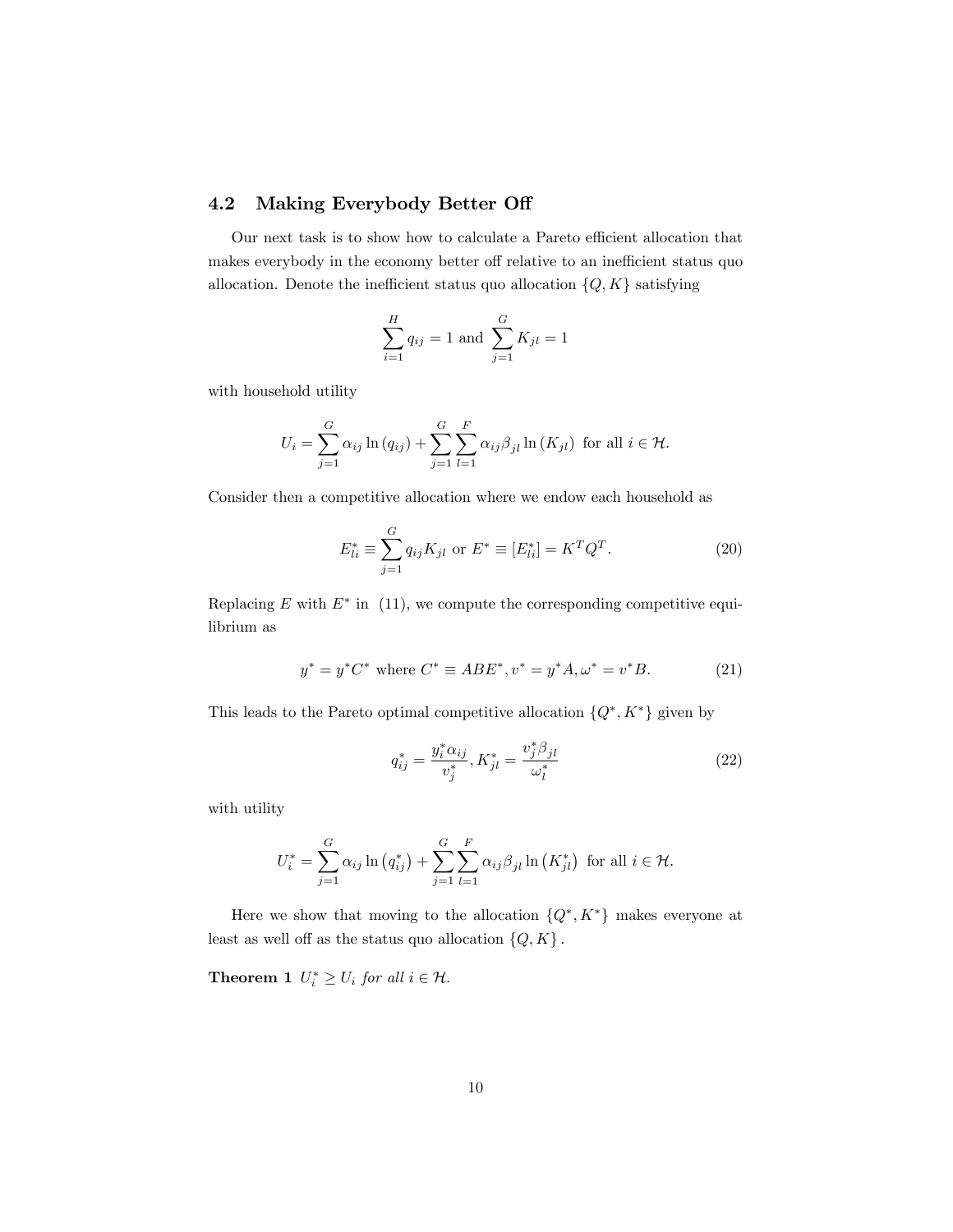### 4.2 Making Everybody Better Off

Our next task is to show how to calculate a Pareto efficient allocation that makes everybody in the economy better off relative to an inefficient status quo allocation. Denote the inefficient status quo allocation $\{Q, K\}$ satisfying

$$\sum_{i=1}^{H} q_{ij} = 1 \text{ and } \sum_{j=1}^{G} K_{jl} = 1$$

with household utility

$$U_i = \sum_{j=1}^{G} \alpha_{ij} \ln(q_{ij}) + \sum_{j=1}^{G} \sum_{l=1}^{F} \alpha_{ij} \beta_{jl} \ln(K_{jl}) \text{ for all } i \in \mathcal{H}.$$

Consider then a competitive allocation where we endow each household as

$$E_{li}^* \equiv \sum_{j=1}^{G} q_{ij} K_{jl} \text{ or } E^* \equiv [E_{li}^*] = K^T Q^T. \tag{20}$$

Replacing $E$ with $E^*$ in (11), we compute the corresponding competitive equilibrium as

$$y^* = y^* C^* \text{ where } C^* \equiv ABE^*, v^* = y^* A, \omega^* = v^* B. \tag{21}$$

This leads to the Pareto optimal competitive allocation $\{Q^*, K^*\}$ given by

$$q_{ij}^* = \frac{y_i^* \alpha_{ij}}{v_j^*}, K_{jl}^* = \frac{v_j^* \beta_{jl}}{\omega_l^*} \tag{22}$$

with utility

$$U_i^* = \sum_{j=1}^{G} \alpha_{ij} \ln(q_{ij}^*) + \sum_{j=1}^{G} \sum_{l=1}^{F} \alpha_{ij} \beta_{jl} \ln(K_{jl}^*) \text{ for all } i \in \mathcal{H}.$$

Here we show that moving to the allocation $\{Q^*, K^*\}$ makes everyone at least as well off as the status quo allocation $\{Q, K\}$.

**Theorem 1** *$U_i^* \geq U_i$ for all $i \in \mathcal{H}$.*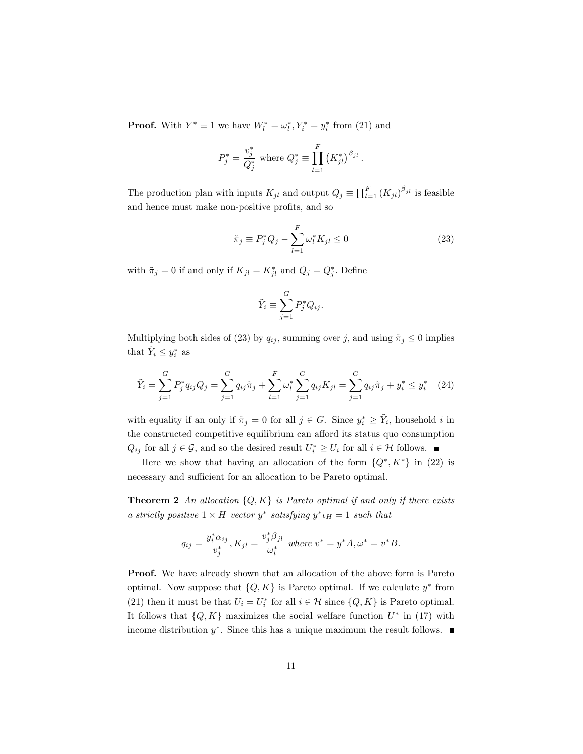**Proof.** With $Y^* \equiv 1$ we have $W_l^* = \omega_l^*, Y_i^* = y_i^*$ from (21) and

$$P_j^* = \frac{v_j^*}{Q_j^*} \text{ where } Q_j^* \equiv \prod_{l=1}^{F} \left(K_{jl}^*\right)^{\beta_{jl}}.$$

The production plan with inputs $K_{jl}$ and output $Q_j \equiv \prod_{l=1}^{F} (K_{jl})^{\beta_{jl}}$ is feasible and hence must make non-positive profits, and so

$$\tilde{\pi}_j \equiv P_j^* Q_j - \sum_{l=1}^{F} \omega_l^* K_{jl} \leq 0 \tag{23}$$

with $\tilde{\pi}_j = 0$ if and only if $K_{jl} = K_{jl}^*$ and $Q_j = Q_j^*$. Define

$$\tilde{Y}_i \equiv \sum_{j=1}^{G} P_j^* Q_{ij}.$$

Multiplying both sides of (23) by $q_{ij}$, summing over $j$, and using $\tilde{\pi}_j \leq 0$ implies that $\tilde{Y}_i \leq y_i^*$ as

$$\tilde{Y}_i = \sum_{j=1}^{G} P_j^* q_{ij} Q_j = \sum_{j=1}^{G} q_{ij} \tilde{\pi}_j + \sum_{l=1}^{F} \omega_l^* \sum_{j=1}^{G} q_{ij} K_{jl} = \sum_{j=1}^{G} q_{ij} \tilde{\pi}_j + y_i^* \leq y_i^* \tag{24}$$

with equality if an only if $\tilde{\pi}_j = 0$ for all $j \in G$. Since $y_i^* \geq \tilde{Y}_i$, household $i$ in the constructed competitive equilibrium can afford its status quo consumption $Q_{ij}$ for all $j \in \mathcal{G}$, and so the desired result $U_i^* \geq U_i$ for all $i \in \mathcal{H}$ follows. ■

Here we show that having an allocation of the form $\{Q^*, K^*\}$ in (22) is necessary and sufficient for an allocation to be Pareto optimal.

**Theorem 2** *An allocation $\{Q, K\}$ is Pareto optimal if and only if there exists a strictly positive $1 \times H$ vector $y^*$ satisfying $y^* \iota_H = 1$ such that*

$$q_{ij} = \frac{y_i^* \alpha_{ij}}{v_j^*}, K_{jl} = \frac{v_j^* \beta_{jl}}{\omega_l^*} \text{ where } v^* = y^* A, \omega^* = v^* B.$$

**Proof.** We have already shown that an allocation of the above form is Pareto optimal. Now suppose that $\{Q, K\}$ is Pareto optimal. If we calculate $y^*$ from (21) then it must be that $U_i = U_i^*$ for all $i \in \mathcal{H}$ since $\{Q, K\}$ is Pareto optimal. It follows that $\{Q, K\}$ maximizes the social welfare function $U^*$ in (17) with income distribution $y^*$. Since this has a unique maximum the result follows. ■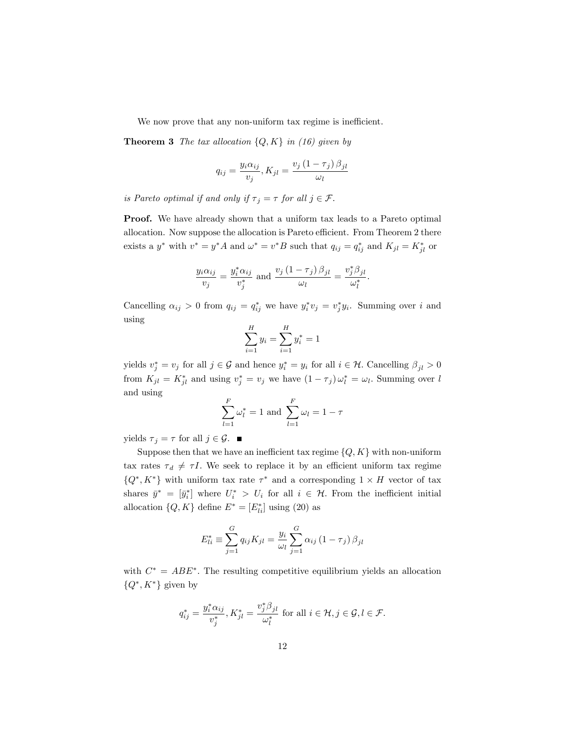We now prove that any non-uniform tax regime is inefficient.

**Theorem 3** *The tax allocation* $\{Q, K\}$ *in (16) given by*

$$q_{ij} = \frac{y_i \alpha_{ij}}{v_j}, K_{jl} = \frac{v_j (1 - \tau_j) \beta_{jl}}{\omega_l}$$

*is Pareto optimal if and only if* $\tau_j = \tau$ *for all* $j \in \mathcal{F}$.

**Proof.** We have already shown that a uniform tax leads to a Pareto optimal allocation. Now suppose the allocation is Pareto efficient. From Theorem 2 there exists a $y^*$ with $v^* = y^* A$ and $\omega^* = v^* B$ such that $q_{ij} = q^*_{ij}$ and $K_{jl} = K^*_{jl}$ or

$$\frac{y_i \alpha_{ij}}{v_j} = \frac{y^*_i \alpha_{ij}}{v^*_j} \text{ and } \frac{v_j (1 - \tau_j) \beta_{jl}}{\omega_l} = \frac{v^*_j \beta_{jl}}{\omega^*_l}.$$

Cancelling $\alpha_{ij} > 0$ from $q_{ij} = q^*_{ij}$ we have $y^*_i v_j = v^*_j y_i$. Summing over $i$ and using

$$\sum_{i=1}^{H} y_i = \sum_{i=1}^{H} y^*_i = 1$$

yields $v^*_j = v_j$ for all $j \in \mathcal{G}$ and hence $y^*_i = y_i$ for all $i \in \mathcal{H}$. Cancelling $\beta_{jl} > 0$ from $K_{jl} = K^*_{jl}$ and using $v^*_j = v_j$ we have $(1 - \tau_j)\, \omega^*_l = \omega_l$. Summing over $l$ and using

$$\sum_{l=1}^{F} \omega^*_l = 1 \text{ and } \sum_{l=1}^{F} \omega_l = 1 - \tau$$

yields $\tau_j = \tau$ for all $j \in \mathcal{G}$. ■

Suppose then that we have an inefficient tax regime $\{Q, K\}$ with non-uniform tax rates $\tau_d \neq \tau I$. We seek to replace it by an efficient uniform tax regime $\{Q^*, K^*\}$ with uniform tax rate $\tau^*$ and a corresponding $1 \times H$ vector of tax shares $\bar{y}^* = [\bar{y}^*_i]$ where $U^*_i > U_i$ for all $i \in \mathcal{H}$. From the inefficient initial allocation $\{Q, K\}$ define $E^* = [E^*_{li}]$ using (20) as

$$E^*_{li} \equiv \sum_{j=1}^{G} q_{ij} K_{jl} = \frac{y_i}{\omega_l} \sum_{j=1}^{G} \alpha_{ij} (1 - \tau_j) \beta_{jl}$$

with $C^* = ABE^*$. The resulting competitive equilibrium yields an allocation $\{Q^*, K^*\}$ given by

$$q^*_{ij} = \frac{y^*_i \alpha_{ij}}{v^*_j}, K^*_{jl} = \frac{v^*_j \beta_{jl}}{\omega^*_l} \text{ for all } i \in \mathcal{H}, j \in \mathcal{G}, l \in \mathcal{F}.$$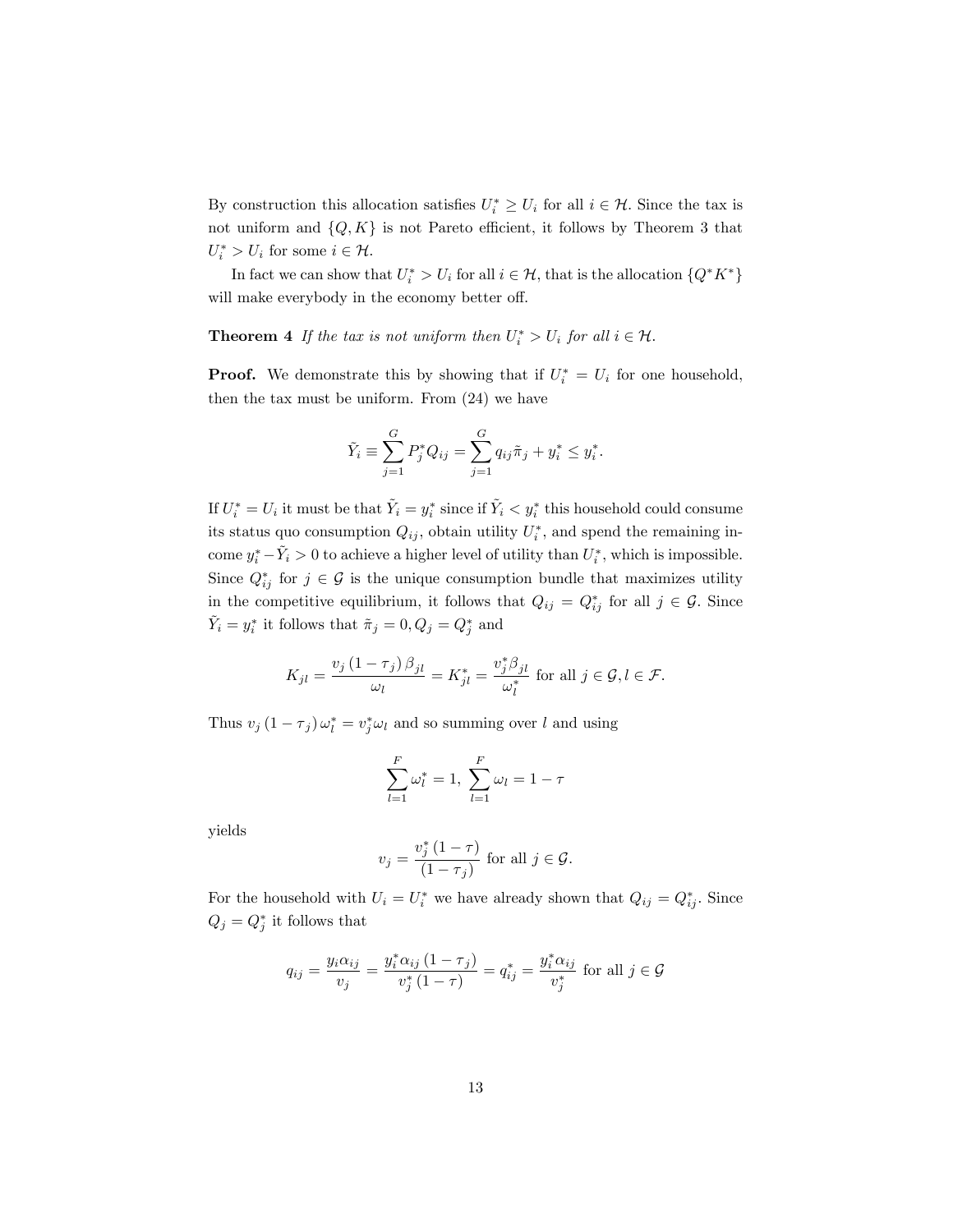By construction this allocation satisfies $U_i^* \geq U_i$ for all $i \in \mathcal{H}$. Since the tax is not uniform and $\{Q, K\}$ is not Pareto efficient, it follows by Theorem 3 that $U_i^* > U_i$ for some $i \in \mathcal{H}$.

In fact we can show that $U_i^* > U_i$ for all $i \in \mathcal{H}$, that is the allocation $\{Q^* K^*\}$ will make everybody in the economy better off.

**Theorem 4** *If the tax is not uniform then $U_i^* > U_i$ for all $i \in \mathcal{H}$.*

**Proof.** We demonstrate this by showing that if $U_i^* = U_i$ for one household, then the tax must be uniform. From (24) we have

$$\tilde{Y}_i \equiv \sum_{j=1}^{G} P_j^* Q_{ij} = \sum_{j=1}^{G} q_{ij} \tilde{\pi}_j + y_i^* \leq y_i^*.$$

If $U_i^* = U_i$ it must be that $\tilde{Y}_i = y_i^*$ since if $\tilde{Y}_i < y_i^*$ this household could consume its status quo consumption $Q_{ij}$, obtain utility $U_i^*$, and spend the remaining income $y_i^* - \tilde{Y}_i > 0$ to achieve a higher level of utility than $U_i^*$, which is impossible. Since $Q_{ij}^*$ for $j \in \mathcal{G}$ is the unique consumption bundle that maximizes utility in the competitive equilibrium, it follows that $Q_{ij} = Q_{ij}^*$ for all $j \in \mathcal{G}$. Since $\tilde{Y}_i = y_i^*$ it follows that $\tilde{\pi}_j = 0, Q_j = Q_j^*$ and

$$K_{jl} = \frac{v_j (1 - \tau_j) \beta_{jl}}{\omega_l} = K_{jl}^* = \frac{v_j^* \beta_{jl}}{\omega_l^*} \text{ for all } j \in \mathcal{G}, l \in \mathcal{F}.$$

Thus $v_j (1 - \tau_j) \omega_l^* = v_j^* \omega_l$ and so summing over $l$ and using

$$\sum_{l=1}^{F} \omega_l^* = 1, \ \sum_{l=1}^{F} \omega_l = 1 - \tau$$

yields

$$v_j = \frac{v_j^* (1 - \tau)}{(1 - \tau_j)} \text{ for all } j \in \mathcal{G}.$$

For the household with $U_i = U_i^*$ we have already shown that $Q_{ij} = Q_{ij}^*$. Since $Q_j = Q_j^*$ it follows that

$$q_{ij} = \frac{y_i \alpha_{ij}}{v_j} = \frac{y_i^* \alpha_{ij} (1 - \tau_j)}{v_j^* (1 - \tau)} = q_{ij}^* = \frac{y_i^* \alpha_{ij}}{v_j^*} \text{ for all } j \in \mathcal{G}$$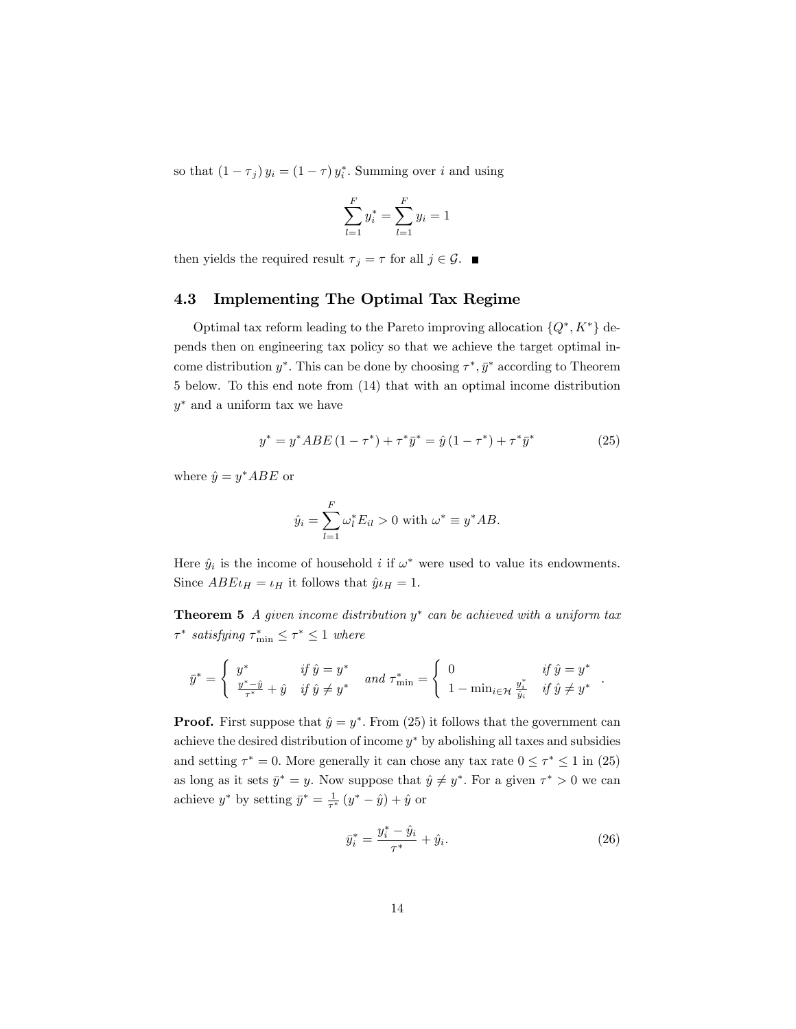so that $(1 - \tau_j)\, y_i = (1 - \tau)\, y_i^*$. Summing over $i$ and using

$$\sum_{l=1}^{F} y_i^* = \sum_{l=1}^{F} y_i = 1$$

then yields the required result $\tau_j = \tau$ for all $j \in \mathcal{G}$. ■

### 4.3 Implementing The Optimal Tax Regime

Optimal tax reform leading to the Pareto improving allocation $\{Q^*, K^*\}$ depends then on engineering tax policy so that we achieve the target optimal income distribution $y^*$. This can be done by choosing $\tau^*, \bar{y}^*$ according to Theorem 5 below. To this end note from (14) that with an optimal income distribution $y^*$ and a uniform tax we have

$$y^* = y^* ABE\,(1 - \tau^*) + \tau^* \bar{y}^* = \hat{y}\,(1 - \tau^*) + \tau^* \bar{y}^* \tag{25}$$

where $\hat{y} = y^* ABE$ or

$$\hat{y}_i = \sum_{l=1}^{F} \omega_l^* E_{il} > 0 \text{ with } \omega^* \equiv y^* AB.$$

Here $\hat{y}_i$ is the income of household $i$ if $\omega^*$ were used to value its endowments. Since $ABE\iota_H = \iota_H$ it follows that $\hat{y}\iota_H = 1$.

**Theorem 5** *A given income distribution $y^*$ can be achieved with a uniform tax $\tau^*$ satisfying $\tau^*_{\min} \leq \tau^* \leq 1$ where*

$$\bar{y}^* = \begin{cases} y^* & \text{if } \hat{y} = y^* \\ \frac{y^* - \hat{y}}{\tau^*} + \hat{y} & \text{if } \hat{y} \neq y^* \end{cases} \quad \text{and } \tau^*_{\min} = \begin{cases} 0 & \text{if } \hat{y} = y^* \\ 1 - \min_{i \in \mathcal{H}} \frac{y_i^*}{\hat{y}_i} & \text{if } \hat{y} \neq y^* \end{cases}.$$

**Proof.** First suppose that $\hat{y} = y^*$. From (25) it follows that the government can achieve the desired distribution of income $y^*$ by abolishing all taxes and subsidies and setting $\tau^* = 0$. More generally it can chose any tax rate $0 \leq \tau^* \leq 1$ in (25) as long as it sets $\bar{y}^* = y$. Now suppose that $\hat{y} \neq y^*$. For a given $\tau^* > 0$ we can achieve $y^*$ by setting $\bar{y}^* = \frac{1}{\tau^*}(y^* - \hat{y}) + \hat{y}$ or

$$\bar{y}_i^* = \frac{y_i^* - \hat{y}_i}{\tau^*} + \hat{y}_i. \tag{26}$$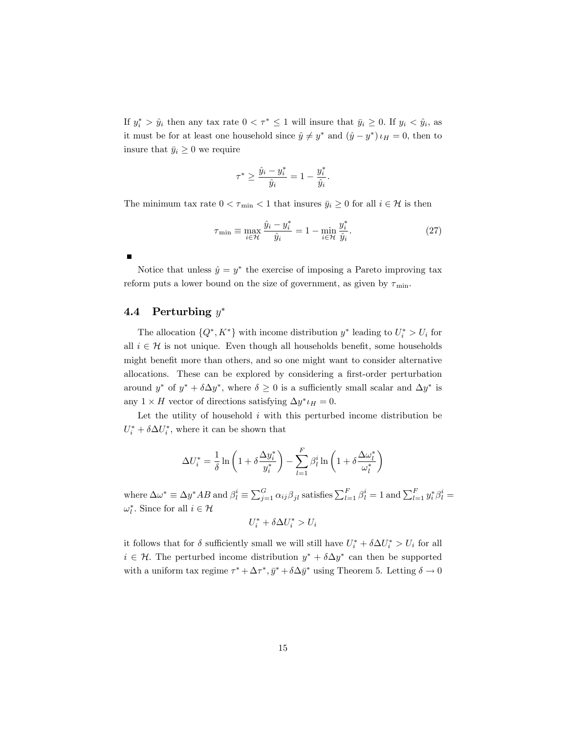If $y_i^* > \hat{y}_i$ then any tax rate $0 < \tau^* \leq 1$ will insure that $\bar{y}_i \geq 0$. If $y_i < \hat{y}_i$, as it must be for at least one household since $\hat{y} \neq y^*$ and $(\hat{y} - y^*)\,\iota_H = 0$, then to insure that $\bar{y}_i \geq 0$ we require

$$\tau^* \geq \frac{\hat{y}_i - y_i^*}{\hat{y}_i} = 1 - \frac{y_i^*}{\hat{y}_i}.$$

The minimum tax rate $0 < \tau_{\min} < 1$ that insures $\bar{y}_i \geq 0$ for all $i \in \mathcal{H}$ is then

$$\tau_{\min} \equiv \max_{i \in \mathcal{H}} \frac{\hat{y}_i - y_i^*}{\hat{y}_i} = 1 - \min_{i \in \mathcal{H}} \frac{y_i^*}{\hat{y}_i}. \tag{27}$$

■

Notice that unless $\hat{y} = y^*$ the exercise of imposing a Pareto improving tax reform puts a lower bound on the size of government, as given by $\tau_{\min}$.

## 4.4 Perturbing $y^*$

The allocation $\{Q^*, K^*\}$ with income distribution $y^*$ leading to $U_i^* > U_i$ for all $i \in \mathcal{H}$ is not unique. Even though all households benefit, some households might benefit more than others, and so one might want to consider alternative allocations. These can be explored by considering a first-order perturbation around $y^*$ of $y^* + \delta \Delta y^*$, where $\delta \geq 0$ is a sufficiently small scalar and $\Delta y^*$ is any $1 \times H$ vector of directions satisfying $\Delta y^* \iota_H = 0$.

Let the utility of household $i$ with this perturbed income distribution be $U_i^* + \delta \Delta U_i^*$, where it can be shown that

$$\Delta U_i^* = \frac{1}{\delta} \ln\left(1 + \delta \frac{\Delta y_i^*}{y_i^*}\right) - \sum_{l=1}^{F} \beta_l^i \ln\left(1 + \delta \frac{\Delta \omega_l^*}{\omega_l^*}\right)$$

where $\Delta \omega^* \equiv \Delta y^* AB$ and $\beta_l^i \equiv \sum_{j=1}^{G} \alpha_{ij} \beta_{jl}$ satisfies $\sum_{l=1}^{F} \beta_l^i = 1$ and $\sum_{l=1}^{F} y_i^* \beta_l^i = \omega_l^*$. Since for all $i \in \mathcal{H}$

$$U_i^* + \delta \Delta U_i^* > U_i$$

it follows that for $\delta$ sufficiently small we will still have $U_i^* + \delta \Delta U_i^* > U_i$ for all $i \in \mathcal{H}$. The perturbed income distribution $y^* + \delta \Delta y^*$ can then be supported with a uniform tax regime $\tau^* + \Delta \tau^*, \bar{y}^* + \delta \Delta \bar{y}^*$ using Theorem 5. Letting $\delta \to 0$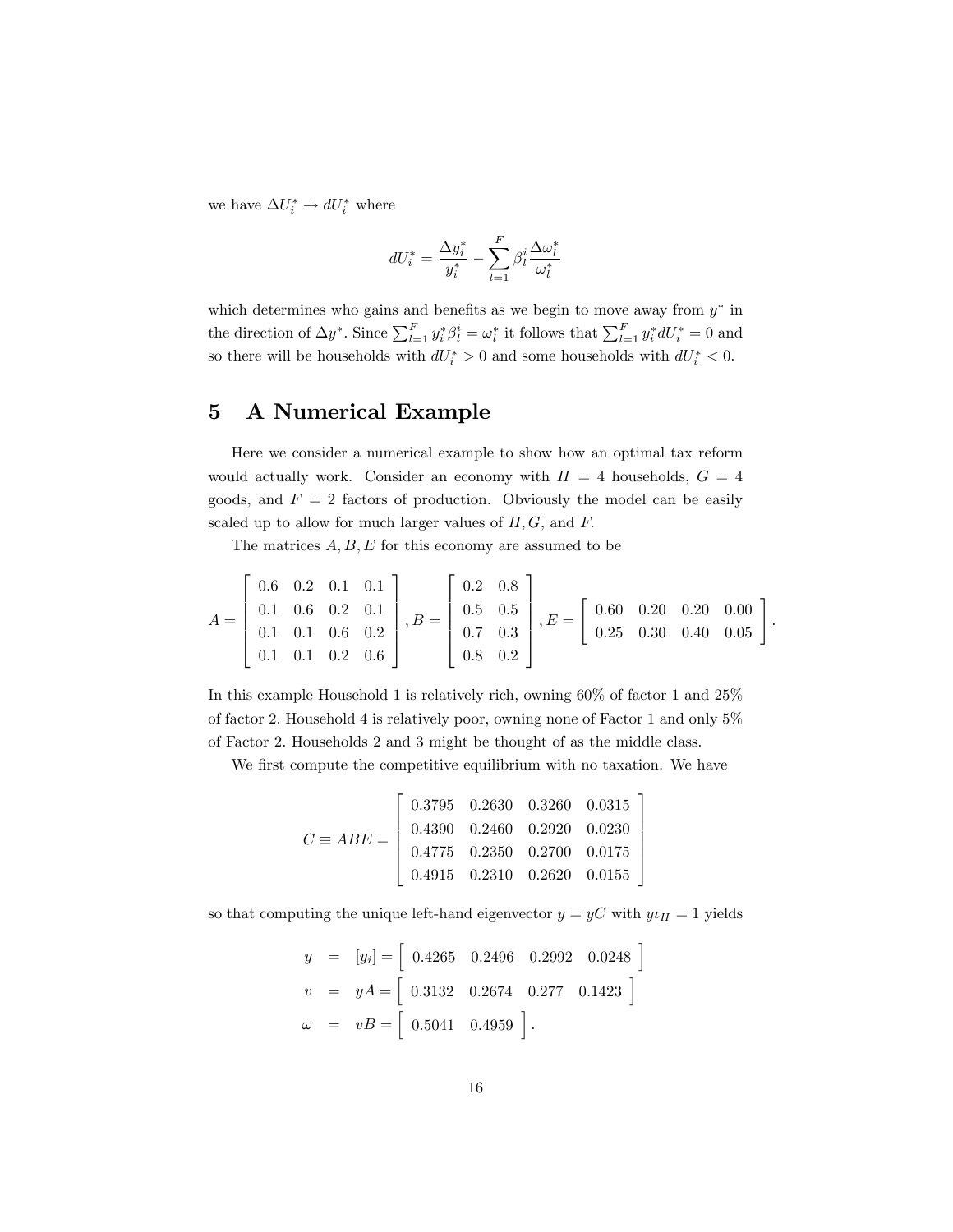we have $\Delta U_i^* \to dU_i^*$ where

$$dU_i^* = \frac{\Delta y_i^*}{y_i^*} - \sum_{l=1}^{F} \beta_l^i \frac{\Delta \omega_l^*}{\omega_l^*}$$

which determines who gains and benefits as we begin to move away from $y^*$ in the direction of $\Delta y^*$. Since $\sum_{l=1}^{F} y_i^* \beta_l^i = \omega_l^*$ it follows that $\sum_{l=1}^{F} y_i^* dU_i^* = 0$ and so there will be households with $dU_i^* > 0$ and some households with $dU_i^* < 0$.

# 5 A Numerical Example

Here we consider a numerical example to show how an optimal tax reform would actually work. Consider an economy with $H = 4$ households, $G = 4$ goods, and $F = 2$ factors of production. Obviously the model can be easily scaled up to allow for much larger values of $H, G,$ and $F$.

The matrices $A, B, E$ for this economy are assumed to be

$$A = \begin{bmatrix} 0.6 & 0.2 & 0.1 & 0.1 \\ 0.1 & 0.6 & 0.2 & 0.1 \\ 0.1 & 0.1 & 0.6 & 0.2 \\ 0.1 & 0.1 & 0.2 & 0.6 \end{bmatrix}, B = \begin{bmatrix} 0.2 & 0.8 \\ 0.5 & 0.5 \\ 0.7 & 0.3 \\ 0.8 & 0.2 \end{bmatrix}, E = \begin{bmatrix} 0.60 & 0.20 & 0.20 & 0.00 \\ 0.25 & 0.30 & 0.40 & 0.05 \end{bmatrix}.$$

In this example Household 1 is relatively rich, owning 60% of factor 1 and 25% of factor 2. Household 4 is relatively poor, owning none of Factor 1 and only 5% of Factor 2. Households 2 and 3 might be thought of as the middle class.

We first compute the competitive equilibrium with no taxation. We have

$$C \equiv ABE = \begin{bmatrix} 0.3795 & 0.2630 & 0.3260 & 0.0315 \\ 0.4390 & 0.2460 & 0.2920 & 0.0230 \\ 0.4775 & 0.2350 & 0.2700 & 0.0175 \\ 0.4915 & 0.2310 & 0.2620 & 0.0155 \end{bmatrix}$$

so that computing the unique left-hand eigenvector $y = yC$ with $y\iota_H = 1$ yields

$$\begin{aligned} y &= [y_i] = \begin{bmatrix} 0.4265 & 0.2496 & 0.2992 & 0.0248 \end{bmatrix} \\ v &= yA = \begin{bmatrix} 0.3132 & 0.2674 & 0.277 & 0.1423 \end{bmatrix} \\ \omega &= vB = \begin{bmatrix} 0.5041 & 0.4959 \end{bmatrix}. \end{aligned}$$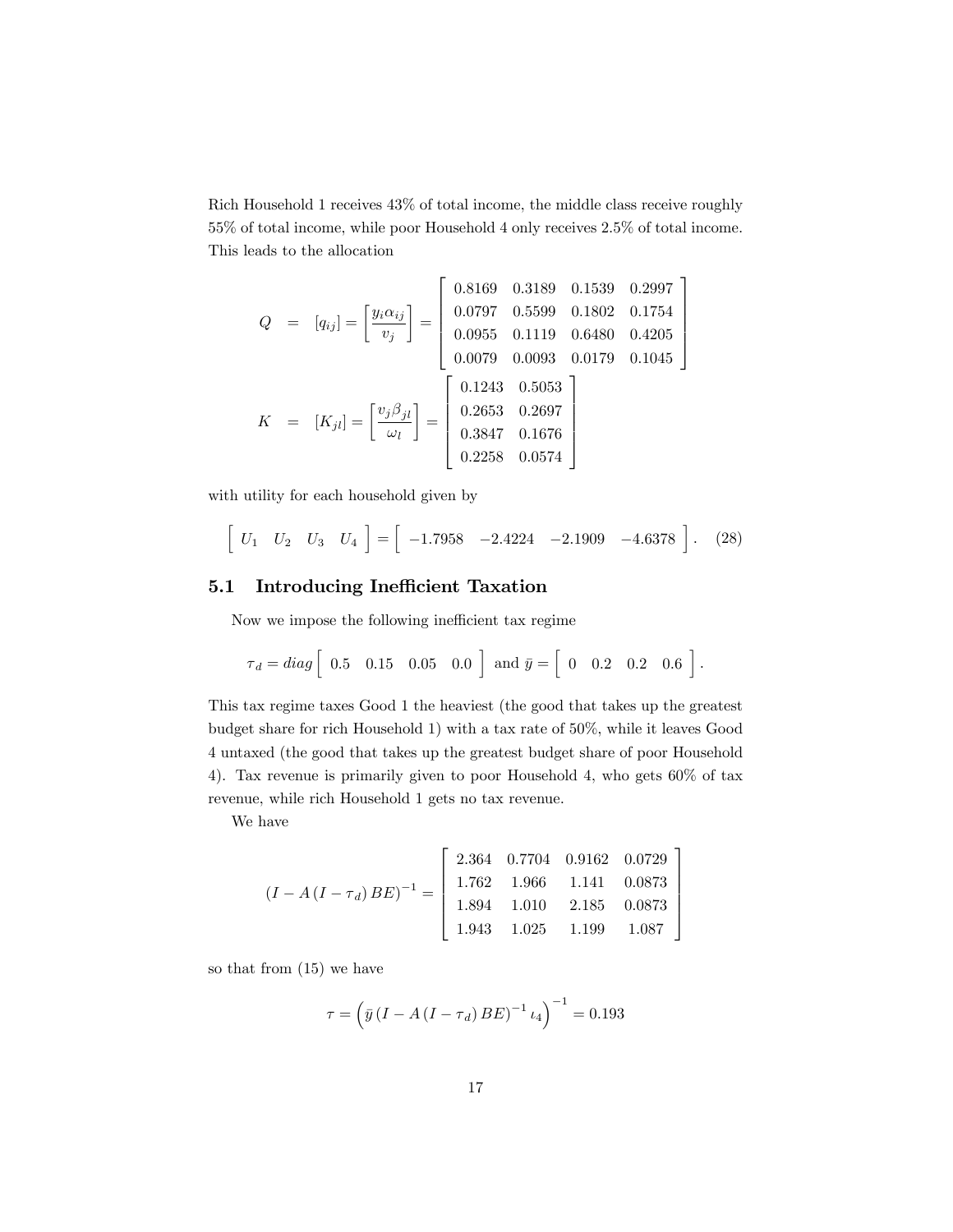Rich Household 1 receives 43% of total income, the middle class receive roughly 55% of total income, while poor Household 4 only receives 2.5% of total income. This leads to the allocation

$$
\begin{aligned}
Q &= [q_{ij}] = \left[\frac{y_i \alpha_{ij}}{v_j}\right] = \begin{bmatrix} 0.8169 & 0.3189 & 0.1539 & 0.2997 \\ 0.0797 & 0.5599 & 0.1802 & 0.1754 \\ 0.0955 & 0.1119 & 0.6480 & 0.4205 \\ 0.0079 & 0.0093 & 0.0179 & 0.1045 \end{bmatrix} \\
K &= [K_{jl}] = \left[\frac{v_j \beta_{jl}}{\omega_l}\right] = \begin{bmatrix} 0.1243 & 0.5053 \\ 0.2653 & 0.2697 \\ 0.3847 & 0.1676 \\ 0.2258 & 0.0574 \end{bmatrix}
\end{aligned}
$$

with utility for each household given by

$$
\begin{bmatrix} U_1 & U_2 & U_3 & U_4 \end{bmatrix} = \begin{bmatrix} -1.7958 & -2.4224 & -2.1909 & -4.6378 \end{bmatrix}. \quad (28)
$$

## 5.1 Introducing Inefficient Taxation

Now we impose the following inefficient tax regime

$$
\tau_d = diag \begin{bmatrix} 0.5 & 0.15 & 0.05 & 0.0 \end{bmatrix} \text{ and } \bar{y} = \begin{bmatrix} 0 & 0.2 & 0.2 & 0.6 \end{bmatrix}.
$$

This tax regime taxes Good 1 the heaviest (the good that takes up the greatest budget share for rich Household 1) with a tax rate of 50%, while it leaves Good 4 untaxed (the good that takes up the greatest budget share of poor Household 4). Tax revenue is primarily given to poor Household 4, who gets 60% of tax revenue, while rich Household 1 gets no tax revenue.

We have

$$
(I - A(I - \tau_d) BE)^{-1} = \begin{bmatrix} 2.364 & 0.7704 & 0.9162 & 0.0729 \\ 1.762 & 1.966 & 1.141 & 0.0873 \\ 1.894 & 1.010 & 2.185 & 0.0873 \\ 1.943 & 1.025 & 1.199 & 1.087 \end{bmatrix}
$$

so that from (15) we have

$$
\tau = \left(\bar{y} (I - A(I - \tau_d) BE)^{-1} \iota_4\right)^{-1} = 0.193
$$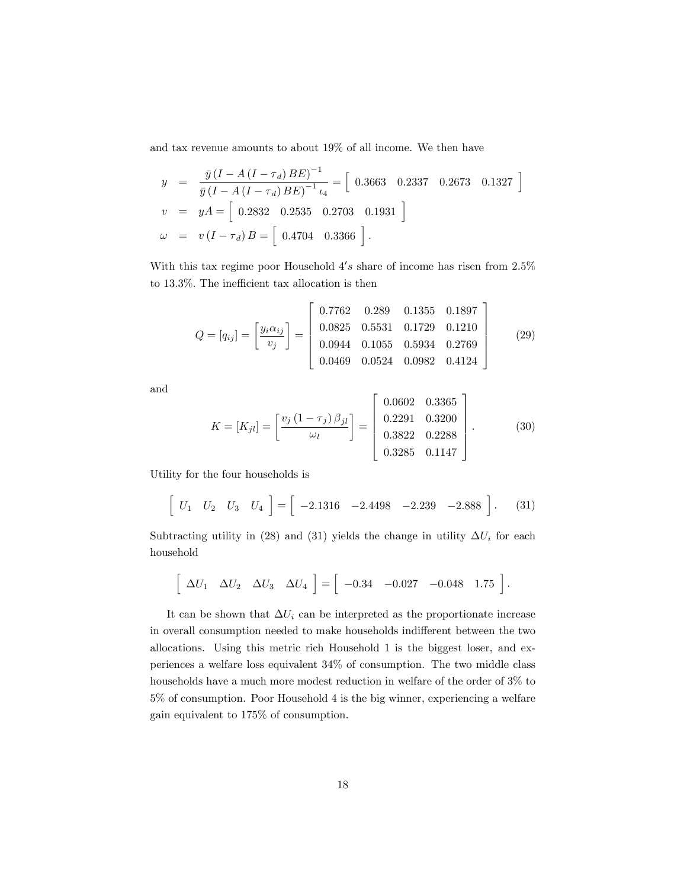and tax revenue amounts to about 19% of all income. We then have

$$
\begin{aligned}
y &= \frac{\bar{y}\left(I - A\left(I - \tau_d\right)BE\right)^{-1}}{\bar{y}\left(I - A\left(I - \tau_d\right)BE\right)^{-1}\iota_4} = \left[\begin{array}{cccc} 0.3663 & 0.2337 & 0.2673 & 0.1327 \end{array}\right] \\
v &= yA = \left[\begin{array}{cccc} 0.2832 & 0.2535 & 0.2703 & 0.1931 \end{array}\right] \\
\omega &= v\left(I - \tau_d\right)B = \left[\begin{array}{cc} 0.4704 & 0.3366 \end{array}\right].
\end{aligned}
$$

With this tax regime poor Household $4's$ share of income has risen from 2.5% to 13.3%. The inefficient tax allocation is then

$$
Q = [q_{ij}] = \left[\frac{y_i \alpha_{ij}}{v_j}\right] = \left[\begin{array}{cccc} 0.7762 & 0.289 & 0.1355 & 0.1897 \\ 0.0825 & 0.5531 & 0.1729 & 0.1210 \\ 0.0944 & 0.1055 & 0.5934 & 0.2769 \\ 0.0469 & 0.0524 & 0.0982 & 0.4124 \end{array}\right] \tag{29}
$$

and

$$
K = [K_{jl}] = \left[\frac{v_j\left(1 - \tau_j\right)\beta_{jl}}{\omega_l}\right] = \left[\begin{array}{cc} 0.0602 & 0.3365 \\ 0.2291 & 0.3200 \\ 0.3822 & 0.2288 \\ 0.3285 & 0.1147 \end{array}\right]. \tag{30}
$$

Utility for the four households is

$$
\left[\begin{array}{cccc} U_1 & U_2 & U_3 & U_4 \end{array}\right] = \left[\begin{array}{cccc} -2.1316 & -2.4498 & -2.239 & -2.888 \end{array}\right]. \tag{31}
$$

Subtracting utility in (28) and (31) yields the change in utility $\Delta U_i$ for each household

$$
\left[\begin{array}{cccc} \Delta U_1 & \Delta U_2 & \Delta U_3 & \Delta U_4 \end{array}\right] = \left[\begin{array}{cccc} -0.34 & -0.027 & -0.048 & 1.75 \end{array}\right].
$$

It can be shown that $\Delta U_i$ can be interpreted as the proportionate increase in overall consumption needed to make households indifferent between the two allocations. Using this metric rich Household 1 is the biggest loser, and experiences a welfare loss equivalent 34% of consumption. The two middle class households have a much more modest reduction in welfare of the order of 3% to 5% of consumption. Poor Household 4 is the big winner, experiencing a welfare gain equivalent to 175% of consumption.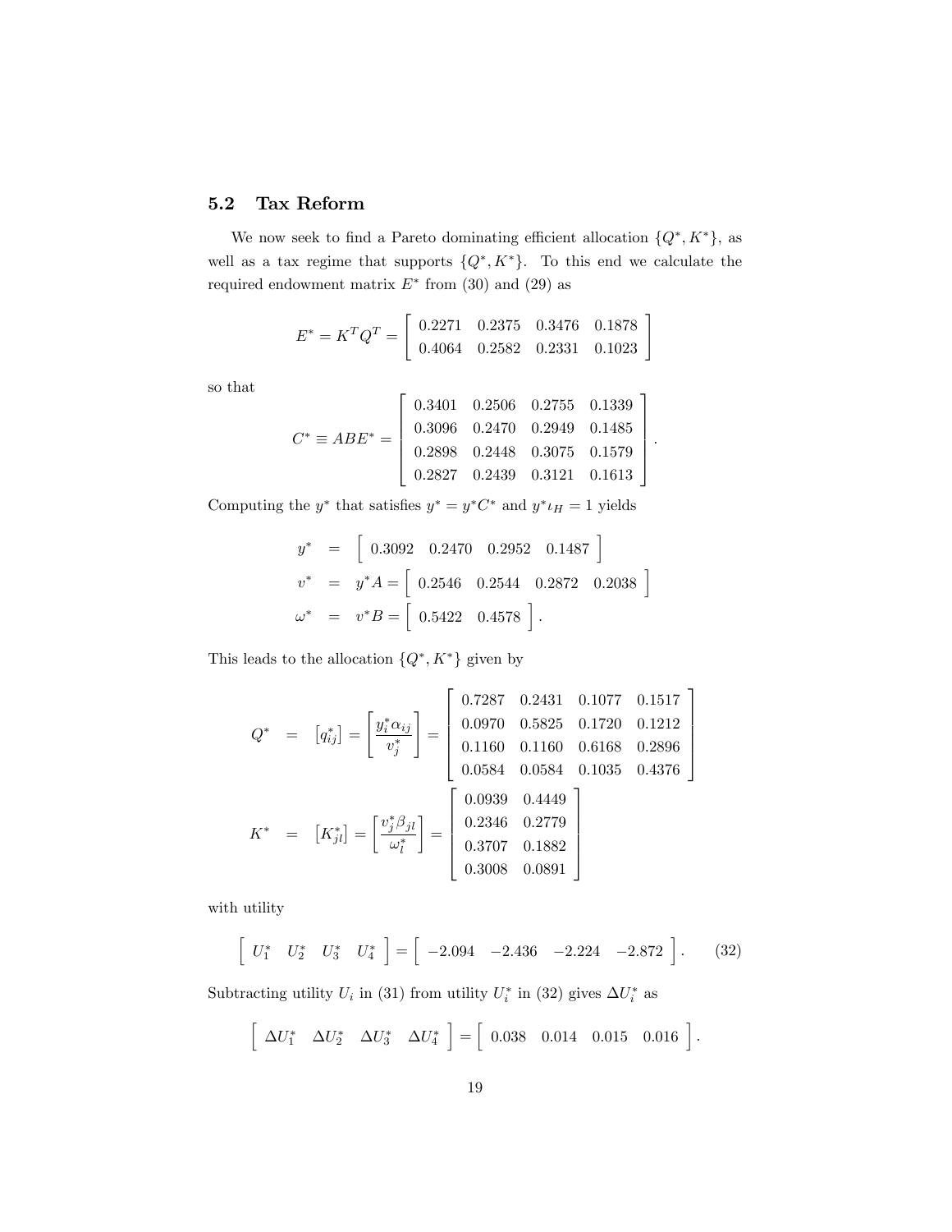### 5.2 Tax Reform

We now seek to find a Pareto dominating efficient allocation $\{Q^*, K^*\}$, as well as a tax regime that supports $\{Q^*, K^*\}$. To this end we calculate the required endowment matrix $E^*$ from (30) and (29) as

$$E^* = K^T Q^T = \begin{bmatrix} 0.2271 & 0.2375 & 0.3476 & 0.1878 \\ 0.4064 & 0.2582 & 0.2331 & 0.1023 \end{bmatrix}$$

so that

$$C^* \equiv ABE^* = \begin{bmatrix} 0.3401 & 0.2506 & 0.2755 & 0.1339 \\ 0.3096 & 0.2470 & 0.2949 & 0.1485 \\ 0.2898 & 0.2448 & 0.3075 & 0.1579 \\ 0.2827 & 0.2439 & 0.3121 & 0.1613 \end{bmatrix}.$$

Computing the $y^*$ that satisfies $y^* = y^* C^*$ and $y^* \iota_H = 1$ yields

$$\begin{aligned} y^* &= \begin{bmatrix} 0.3092 & 0.2470 & 0.2952 & 0.1487 \end{bmatrix} \\ v^* &= y^* A = \begin{bmatrix} 0.2546 & 0.2544 & 0.2872 & 0.2038 \end{bmatrix} \\ \omega^* &= v^* B = \begin{bmatrix} 0.5422 & 0.4578 \end{bmatrix}. \end{aligned}$$

This leads to the allocation $\{Q^*, K^*\}$ given by

$$\begin{aligned} Q^* &= \left[ q_{ij}^* \right] = \left[ \frac{y_i^* \alpha_{ij}}{v_j^*} \right] = \begin{bmatrix} 0.7287 & 0.2431 & 0.1077 & 0.1517 \\ 0.0970 & 0.5825 & 0.1720 & 0.1212 \\ 0.1160 & 0.1160 & 0.6168 & 0.2896 \\ 0.0584 & 0.0584 & 0.1035 & 0.4376 \end{bmatrix} \\ K^* &= \left[ K_{jl}^* \right] = \left[ \frac{v_j^* \beta_{jl}}{\omega_l^*} \right] = \begin{bmatrix} 0.0939 & 0.4449 \\ 0.2346 & 0.2779 \\ 0.3707 & 0.1882 \\ 0.3008 & 0.0891 \end{bmatrix} \end{aligned}$$

with utility

$$\begin{bmatrix} U_1^* & U_2^* & U_3^* & U_4^* \end{bmatrix} = \begin{bmatrix} -2.094 & -2.436 & -2.224 & -2.872 \end{bmatrix}. \tag{32}$$

Subtracting utility $U_i$ in (31) from utility $U_i^*$ in (32) gives $\Delta U_i^*$ as

$$\begin{bmatrix} \Delta U_1^* & \Delta U_2^* & \Delta U_3^* & \Delta U_4^* \end{bmatrix} = \begin{bmatrix} 0.038 & 0.014 & 0.015 & 0.016 \end{bmatrix}.$$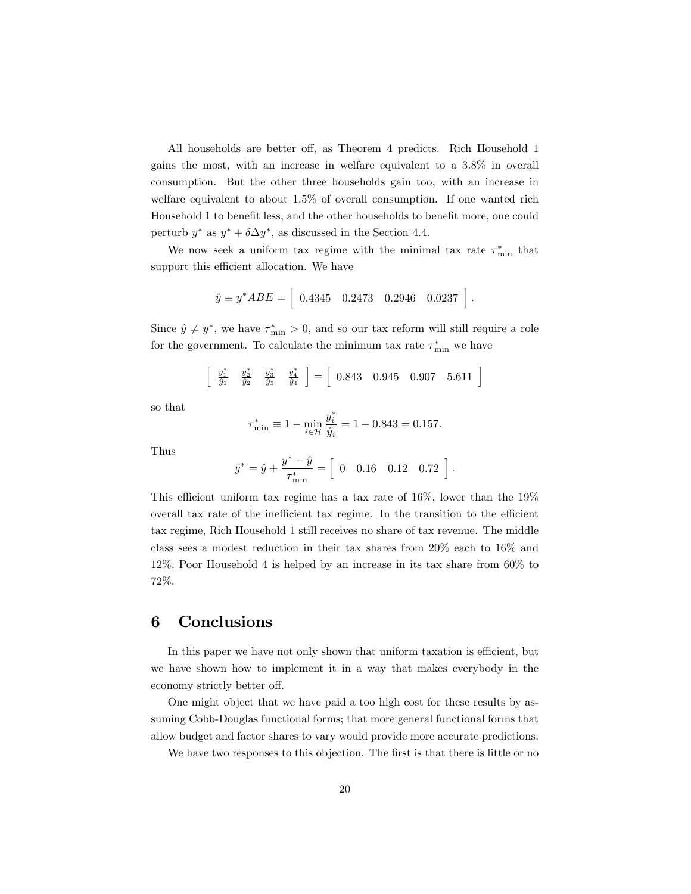All households are better off, as Theorem 4 predicts. Rich Household 1 gains the most, with an increase in welfare equivalent to a 3.8% in overall consumption. But the other three households gain too, with an increase in welfare equivalent to about 1.5% of overall consumption. If one wanted rich Household 1 to benefit less, and the other households to benefit more, one could perturb $y^*$ as $y^* + \delta \Delta y^*$, as discussed in the Section 4.4.

We now seek a uniform tax regime with the minimal tax rate $\tau^*_{\min}$ that support this efficient allocation. We have

$$\hat{y} \equiv y^* ABE = \begin{bmatrix} 0.4345 & 0.2473 & 0.2946 & 0.0237 \end{bmatrix}.$$

Since $\hat{y} \neq y^*$, we have $\tau^*_{\min} > 0$, and so our tax reform will still require a role for the government. To calculate the minimum tax rate $\tau^*_{\min}$ we have

$$\begin{bmatrix} \frac{y_1^*}{\hat{y}_1} & \frac{y_2^*}{\hat{y}_2} & \frac{y_3^*}{\hat{y}_3} & \frac{y_4^*}{\hat{y}_4} \end{bmatrix} = \begin{bmatrix} 0.843 & 0.945 & 0.907 & 5.611 \end{bmatrix}$$

so that

$$\tau^*_{\min} \equiv 1 - \min_{i \in \mathcal{H}} \frac{y_i^*}{\hat{y}_i} = 1 - 0.843 = 0.157.$$

Thus

$$\bar{y}^* = \hat{y} + \frac{y^* - \hat{y}}{\tau^*_{\min}} = \begin{bmatrix} 0 & 0.16 & 0.12 & 0.72 \end{bmatrix}.$$

This efficient uniform tax regime has a tax rate of 16%, lower than the 19% overall tax rate of the inefficient tax regime. In the transition to the efficient tax regime, Rich Household 1 still receives no share of tax revenue. The middle class sees a modest reduction in their tax shares from 20% each to 16% and 12%. Poor Household 4 is helped by an increase in its tax share from 60% to 72%.

# 6 Conclusions

In this paper we have not only shown that uniform taxation is efficient, but we have shown how to implement it in a way that makes everybody in the economy strictly better off.

One might object that we have paid a too high cost for these results by assuming Cobb-Douglas functional forms; that more general functional forms that allow budget and factor shares to vary would provide more accurate predictions.

We have two responses to this objection. The first is that there is little or no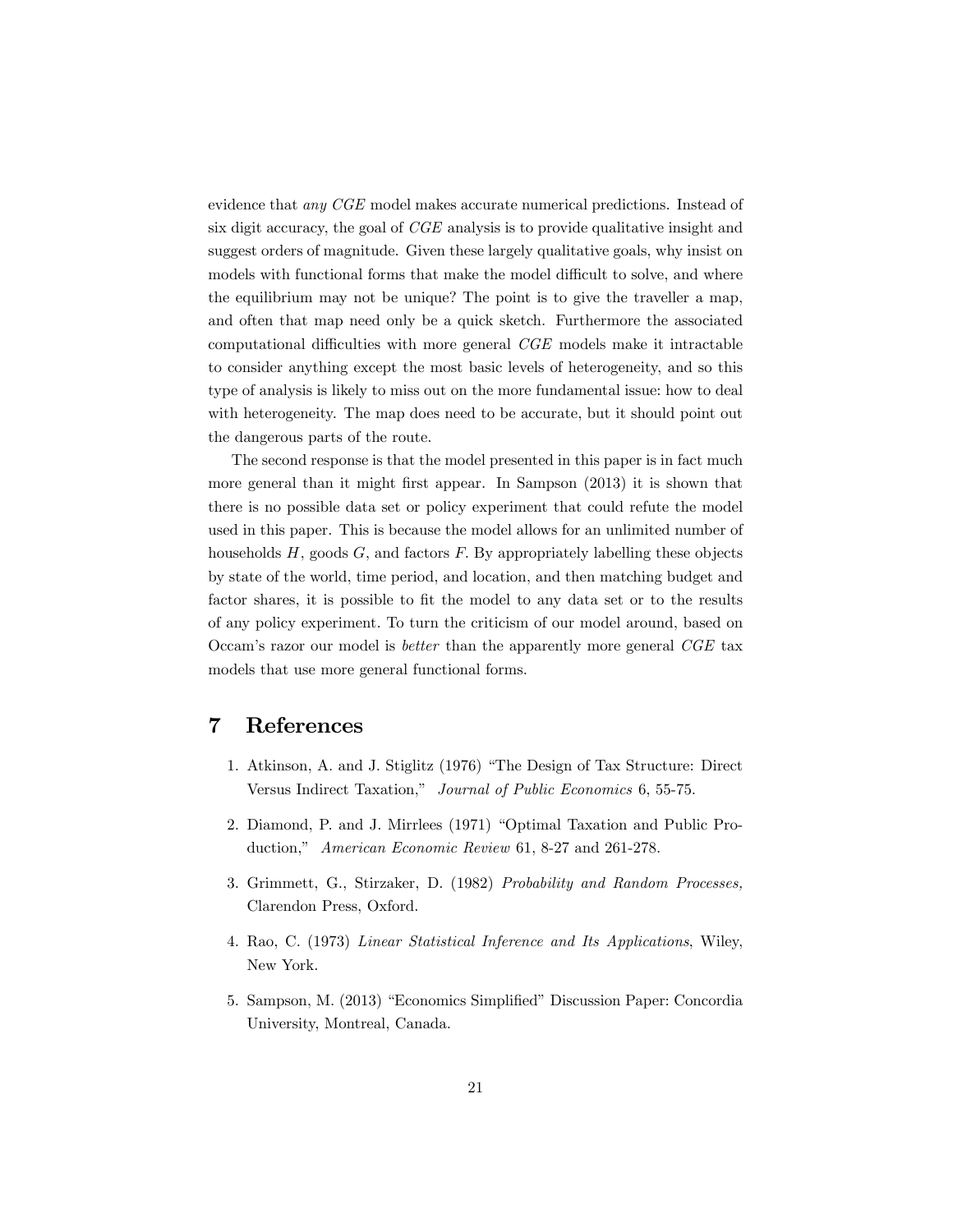evidence that *any CGE* model makes accurate numerical predictions. Instead of six digit accuracy, the goal of *CGE* analysis is to provide qualitative insight and suggest orders of magnitude. Given these largely qualitative goals, why insist on models with functional forms that make the model difficult to solve, and where the equilibrium may not be unique? The point is to give the traveller a map, and often that map need only be a quick sketch. Furthermore the associated computational difficulties with more general *CGE* models make it intractable to consider anything except the most basic levels of heterogeneity, and so this type of analysis is likely to miss out on the more fundamental issue: how to deal with heterogeneity. The map does need to be accurate, but it should point out the dangerous parts of the route.

The second response is that the model presented in this paper is in fact much more general than it might first appear. In Sampson (2013) it is shown that there is no possible data set or policy experiment that could refute the model used in this paper. This is because the model allows for an unlimited number of households $H$, goods $G$, and factors $F$. By appropriately labelling these objects by state of the world, time period, and location, and then matching budget and factor shares, it is possible to fit the model to any data set or to the results of any policy experiment. To turn the criticism of our model around, based on Occam's razor our model is *better* than the apparently more general *CGE* tax models that use more general functional forms.

# 7 References

1. Atkinson, A. and J. Stiglitz (1976) "The Design of Tax Structure: Direct Versus Indirect Taxation," *Journal of Public Economics* 6, 55-75.

2. Diamond, P. and J. Mirrlees (1971) "Optimal Taxation and Public Production," *American Economic Review* 61, 8-27 and 261-278.

3. Grimmett, G., Stirzaker, D. (1982) *Probability and Random Processes,* Clarendon Press, Oxford.

4. Rao, C. (1973) *Linear Statistical Inference and Its Applications*, Wiley, New York.

5. Sampson, M. (2013) "Economics Simplified" Discussion Paper: Concordia University, Montreal, Canada.